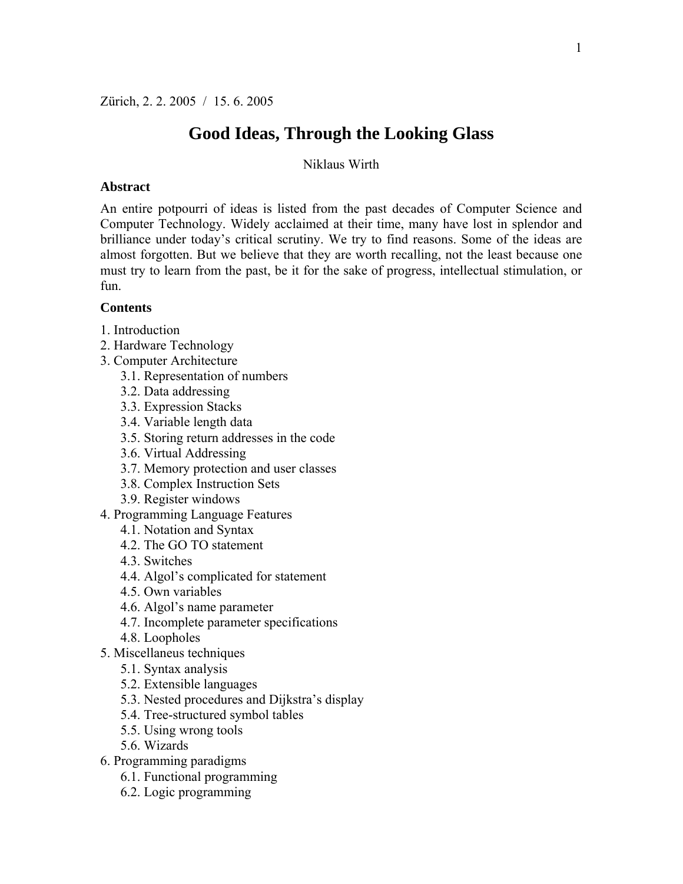Zürich, 2. 2. 2005 / 15. 6. 2005

# Good Ideas, Through the Looking Glass

Niklaus Wirth

**Abstract**

An entire potpourri of ideas is listed from the past decades of Computer Science and Computer Technology. Widely acclaimed at their time, many have lost in splendor and brilliance under today's critical scrutiny. We try to find reasons. Some of the ideas are almost forgotten. But we believe that they are worth recalling, not the least because one must try to learn from the past, be it for the sake of progress, intellectual stimulation, or fun.

**Contents**

1. Introduction
2. Hardware Technology
3. Computer Architecture
    - 3.1. Representation of numbers
    - 3.2. Data addressing
    - 3.3. Expression Stacks
    - 3.4. Variable length data
    - 3.5. Storing return addresses in the code
    - 3.6. Virtual Addressing
    - 3.7. Memory protection and user classes
    - 3.8. Complex Instruction Sets
    - 3.9. Register windows
4. Programming Language Features
    - 4.1. Notation and Syntax
    - 4.2. The GO TO statement
    - 4.3. Switches
    - 4.4. Algol's complicated for statement
    - 4.5. Own variables
    - 4.6. Algol's name parameter
    - 4.7. Incomplete parameter specifications
    - 4.8. Loopholes
5. Miscellaneus techniques
    - 5.1. Syntax analysis
    - 5.2. Extensible languages
    - 5.3. Nested procedures and Dijkstra's display
    - 5.4. Tree-structured symbol tables
    - 5.5. Using wrong tools
    - 5.6. Wizards
6. Programming paradigms
    - 6.1. Functional programming
    - 6.2. Logic programming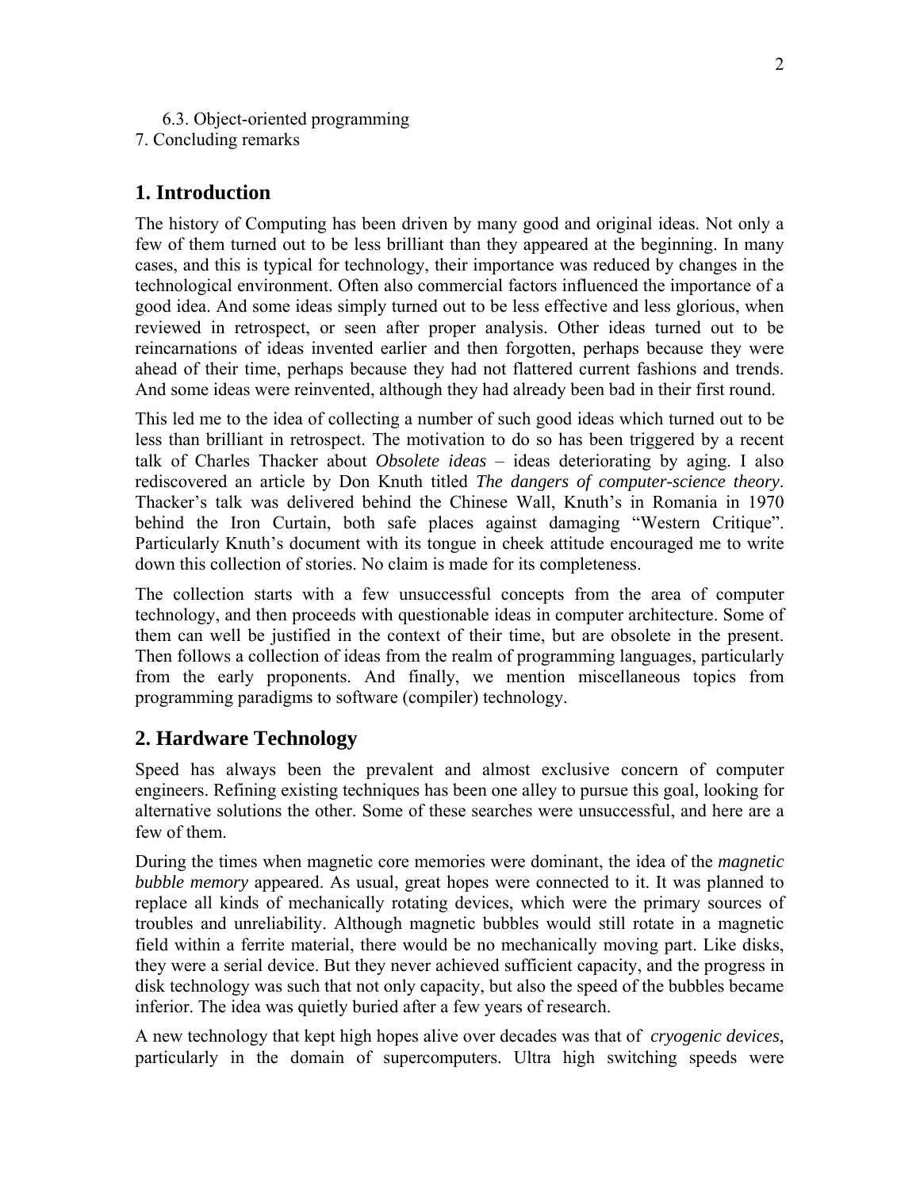6.3. Object-oriented programming
7. Concluding remarks

## 1. Introduction

The history of Computing has been driven by many good and original ideas. Not only a few of them turned out to be less brilliant than they appeared at the beginning. In many cases, and this is typical for technology, their importance was reduced by changes in the technological environment. Often also commercial factors influenced the importance of a good idea. And some ideas simply turned out to be less effective and less glorious, when reviewed in retrospect, or seen after proper analysis. Other ideas turned out to be reincarnations of ideas invented earlier and then forgotten, perhaps because they were ahead of their time, perhaps because they had not flattered current fashions and trends. And some ideas were reinvented, although they had already been bad in their first round.

This led me to the idea of collecting a number of such good ideas which turned out to be less than brilliant in retrospect. The motivation to do so has been triggered by a recent talk of Charles Thacker about *Obsolete ideas* – ideas deteriorating by aging. I also rediscovered an article by Don Knuth titled *The dangers of computer-science theory*. Thacker's talk was delivered behind the Chinese Wall, Knuth's in Romania in 1970 behind the Iron Curtain, both safe places against damaging "Western Critique". Particularly Knuth's document with its tongue in cheek attitude encouraged me to write down this collection of stories. No claim is made for its completeness.

The collection starts with a few unsuccessful concepts from the area of computer technology, and then proceeds with questionable ideas in computer architecture. Some of them can well be justified in the context of their time, but are obsolete in the present. Then follows a collection of ideas from the realm of programming languages, particularly from the early proponents. And finally, we mention miscellaneous topics from programming paradigms to software (compiler) technology.

## 2. Hardware Technology

Speed has always been the prevalent and almost exclusive concern of computer engineers. Refining existing techniques has been one alley to pursue this goal, looking for alternative solutions the other. Some of these searches were unsuccessful, and here are a few of them.

During the times when magnetic core memories were dominant, the idea of the *magnetic bubble memory* appeared. As usual, great hopes were connected to it. It was planned to replace all kinds of mechanically rotating devices, which were the primary sources of troubles and unreliability. Although magnetic bubbles would still rotate in a magnetic field within a ferrite material, there would be no mechanically moving part. Like disks, they were a serial device. But they never achieved sufficient capacity, and the progress in disk technology was such that not only capacity, but also the speed of the bubbles became inferior. The idea was quietly buried after a few years of research.

A new technology that kept high hopes alive over decades was that of *cryogenic devices*, particularly in the domain of supercomputers. Ultra high switching speeds were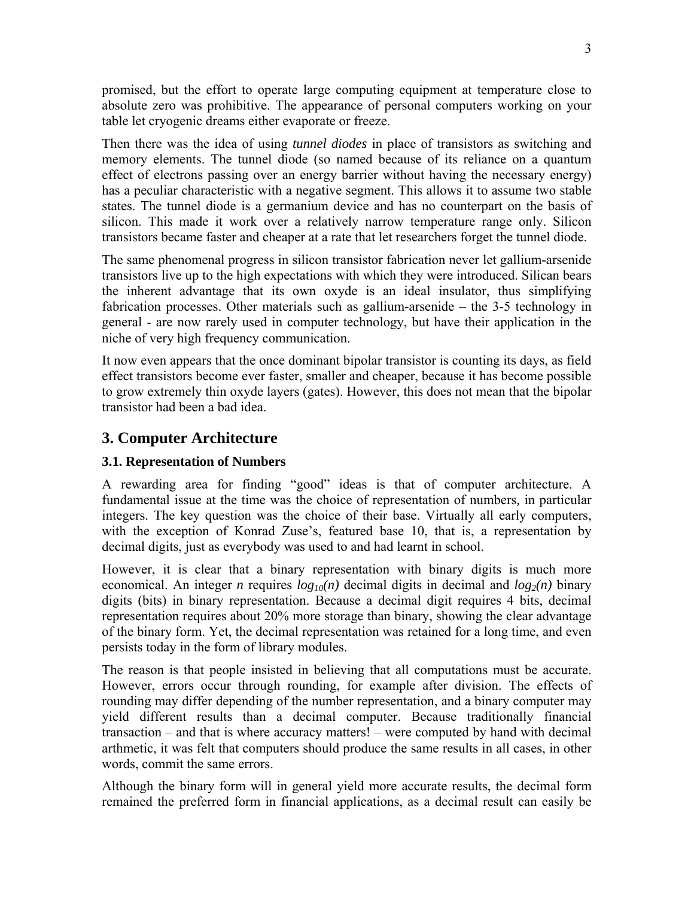promised, but the effort to operate large computing equipment at temperature close to absolute zero was prohibitive. The appearance of personal computers working on your table let cryogenic dreams either evaporate or freeze.

Then there was the idea of using *tunnel diodes* in place of transistors as switching and memory elements. The tunnel diode (so named because of its reliance on a quantum effect of electrons passing over an energy barrier without having the necessary energy) has a peculiar characteristic with a negative segment. This allows it to assume two stable states. The tunnel diode is a germanium device and has no counterpart on the basis of silicon. This made it work over a relatively narrow temperature range only. Silicon transistors became faster and cheaper at a rate that let researchers forget the tunnel diode.

The same phenomenal progress in silicon transistor fabrication never let gallium-arsenide transistors live up to the high expectations with which they were introduced. Silican bears the inherent advantage that its own oxyde is an ideal insulator, thus simplifying fabrication processes. Other materials such as gallium-arsenide – the 3-5 technology in general - are now rarely used in computer technology, but have their application in the niche of very high frequency communication.

It now even appears that the once dominant bipolar transistor is counting its days, as field effect transistors become ever faster, smaller and cheaper, because it has become possible to grow extremely thin oxyde layers (gates). However, this does not mean that the bipolar transistor had been a bad idea.

## 3. Computer Architecture

### 3.1. Representation of Numbers

A rewarding area for finding "good" ideas is that of computer architecture. A fundamental issue at the time was the choice of representation of numbers, in particular integers. The key question was the choice of their base. Virtually all early computers, with the exception of Konrad Zuse's, featured base 10, that is, a representation by decimal digits, just as everybody was used to and had learnt in school.

However, it is clear that a binary representation with binary digits is much more economical. An integer *n* requires $log_{10}(n)$ decimal digits in decimal and $log_2(n)$ binary digits (bits) in binary representation. Because a decimal digit requires 4 bits, decimal representation requires about 20% more storage than binary, showing the clear advantage of the binary form. Yet, the decimal representation was retained for a long time, and even persists today in the form of library modules.

The reason is that people insisted in believing that all computations must be accurate. However, errors occur through rounding, for example after division. The effects of rounding may differ depending of the number representation, and a binary computer may yield different results than a decimal computer. Because traditionally financial transaction – and that is where accuracy matters! – were computed by hand with decimal arthmetic, it was felt that computers should produce the same results in all cases, in other words, commit the same errors.

Although the binary form will in general yield more accurate results, the decimal form remained the preferred form in financial applications, as a decimal result can easily be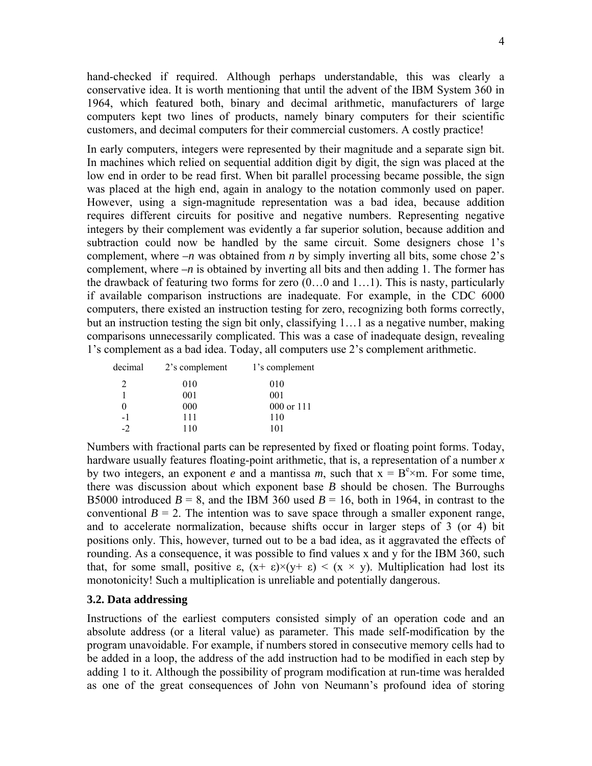hand-checked if required. Although perhaps understandable, this was clearly a conservative idea. It is worth mentioning that until the advent of the IBM System 360 in 1964, which featured both, binary and decimal arithmetic, manufacturers of large computers kept two lines of products, namely binary computers for their scientific customers, and decimal computers for their commercial customers. A costly practice!

In early computers, integers were represented by their magnitude and a separate sign bit. In machines which relied on sequential addition digit by digit, the sign was placed at the low end in order to be read first. When bit parallel processing became possible, the sign was placed at the high end, again in analogy to the notation commonly used on paper. However, using a sign-magnitude representation was a bad idea, because addition requires different circuits for positive and negative numbers. Representing negative integers by their complement was evidently a far superior solution, because addition and subtraction could now be handled by the same circuit. Some designers chose 1's complement, where *–n* was obtained from *n* by simply inverting all bits, some chose 2's complement, where *–n* is obtained by inverting all bits and then adding 1. The former has the drawback of featuring two forms for zero (0…0 and 1…1). This is nasty, particularly if available comparison instructions are inadequate. For example, in the CDC 6000 computers, there existed an instruction testing for zero, recognizing both forms correctly, but an instruction testing the sign bit only, classifying 1…1 as a negative number, making comparisons unnecessarily complicated. This was a case of inadequate design, revealing 1's complement as a bad idea. Today, all computers use 2's complement arithmetic.

| decimal | 2's complement | 1's complement |
|---|---|---|
| 2 | 010 | 010 |
| 1 | 001 | 001 |
| 0 | 000 | 000 or 111 |
| -1 | 111 | 110 |
| -2 | 110 | 101 |

Numbers with fractional parts can be represented by fixed or floating point forms. Today, hardware usually features floating-point arithmetic, that is, a representation of a number *x* by two integers, an exponent *e* and a mantissa *m*, such that $x = B^e \times m$. For some time, there was discussion about which exponent base *B* should be chosen. The Burroughs B5000 introduced $B = 8$, and the IBM 360 used $B = 16$, both in 1964, in contrast to the conventional $B = 2$. The intention was to save space through a smaller exponent range, and to accelerate normalization, because shifts occur in larger steps of 3 (or 4) bit positions only. This, however, turned out to be a bad idea, as it aggravated the effects of rounding. As a consequence, it was possible to find values x and y for the IBM 360, such that, for some small, positive $\varepsilon$, $(x+ \varepsilon)\times(y+ \varepsilon) < (x \times y)$. Multiplication had lost its monotonicity! Such a multiplication is unreliable and potentially dangerous.

### 3.2. Data addressing

Instructions of the earliest computers consisted simply of an operation code and an absolute address (or a literal value) as parameter. This made self-modification by the program unavoidable. For example, if numbers stored in consecutive memory cells had to be added in a loop, the address of the add instruction had to be modified in each step by adding 1 to it. Although the possibility of program modification at run-time was heralded as one of the great consequences of John von Neumann's profound idea of storing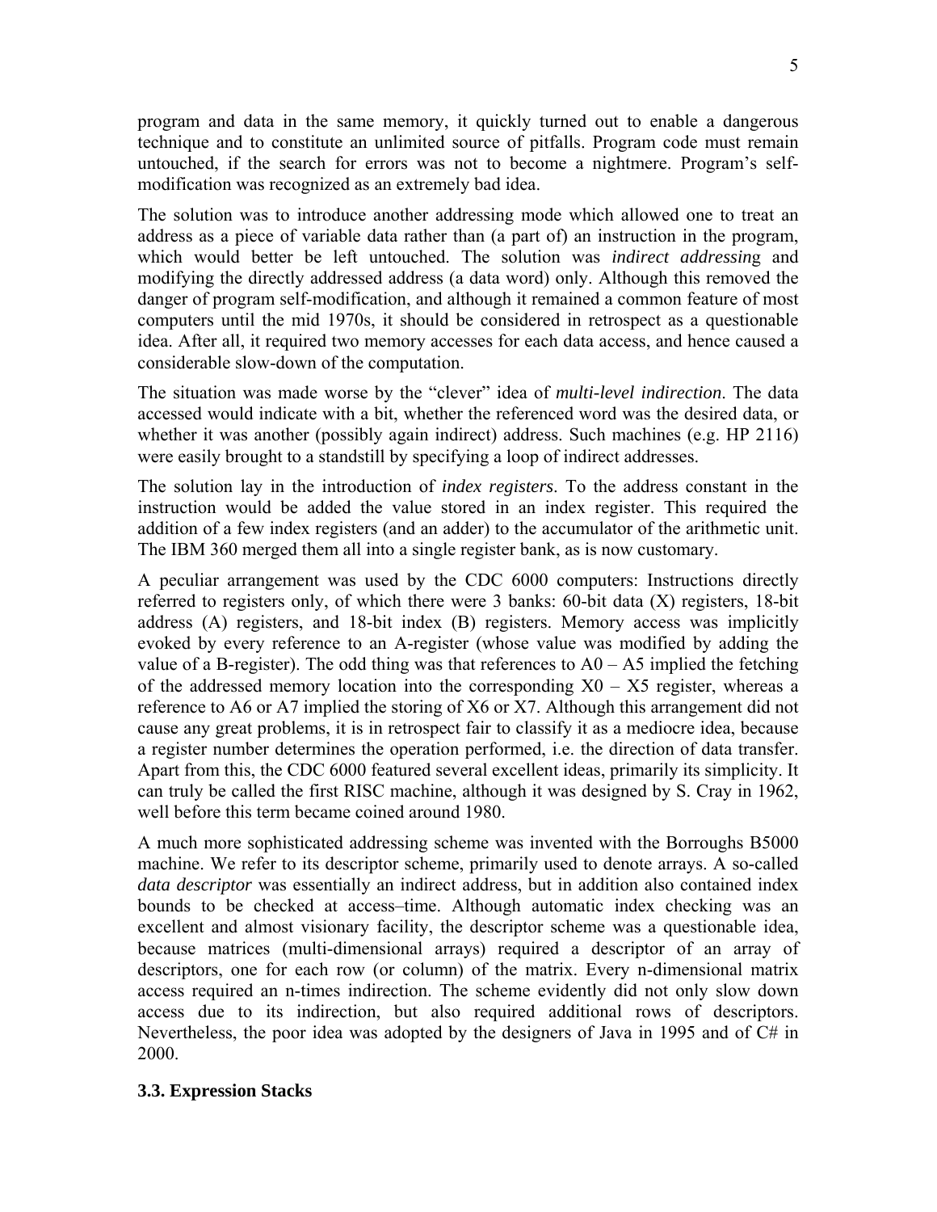program and data in the same memory, it quickly turned out to enable a dangerous technique and to constitute an unlimited source of pitfalls. Program code must remain untouched, if the search for errors was not to become a nightmere. Program's self-modification was recognized as an extremely bad idea.

The solution was to introduce another addressing mode which allowed one to treat an address as a piece of variable data rather than (a part of) an instruction in the program, which would better be left untouched. The solution was *indirect addressing* and modifying the directly addressed address (a data word) only. Although this removed the danger of program self-modification, and although it remained a common feature of most computers until the mid 1970s, it should be considered in retrospect as a questionable idea. After all, it required two memory accesses for each data access, and hence caused a considerable slow-down of the computation.

The situation was made worse by the "clever" idea of *multi-level indirection*. The data accessed would indicate with a bit, whether the referenced word was the desired data, or whether it was another (possibly again indirect) address. Such machines (e.g. HP 2116) were easily brought to a standstill by specifying a loop of indirect addresses.

The solution lay in the introduction of *index registers*. To the address constant in the instruction would be added the value stored in an index register. This required the addition of a few index registers (and an adder) to the accumulator of the arithmetic unit. The IBM 360 merged them all into a single register bank, as is now customary.

A peculiar arrangement was used by the CDC 6000 computers: Instructions directly referred to registers only, of which there were 3 banks: 60-bit data (X) registers, 18-bit address (A) registers, and 18-bit index (B) registers. Memory access was implicitly evoked by every reference to an A-register (whose value was modified by adding the value of a B-register). The odd thing was that references to A0 – A5 implied the fetching of the addressed memory location into the corresponding X0 – X5 register, whereas a reference to A6 or A7 implied the storing of X6 or X7. Although this arrangement did not cause any great problems, it is in retrospect fair to classify it as a mediocre idea, because a register number determines the operation performed, i.e. the direction of data transfer. Apart from this, the CDC 6000 featured several excellent ideas, primarily its simplicity. It can truly be called the first RISC machine, although it was designed by S. Cray in 1962, well before this term became coined around 1980.

A much more sophisticated addressing scheme was invented with the Borroughs B5000 machine. We refer to its descriptor scheme, primarily used to denote arrays. A so-called *data descriptor* was essentially an indirect address, but in addition also contained index bounds to be checked at access–time. Although automatic index checking was an excellent and almost visionary facility, the descriptor scheme was a questionable idea, because matrices (multi-dimensional arrays) required a descriptor of an array of descriptors, one for each row (or column) of the matrix. Every n-dimensional matrix access required an n-times indirection. The scheme evidently did not only slow down access due to its indirection, but also required additional rows of descriptors. Nevertheless, the poor idea was adopted by the designers of Java in 1995 and of C# in 2000.

### 3.3. Expression Stacks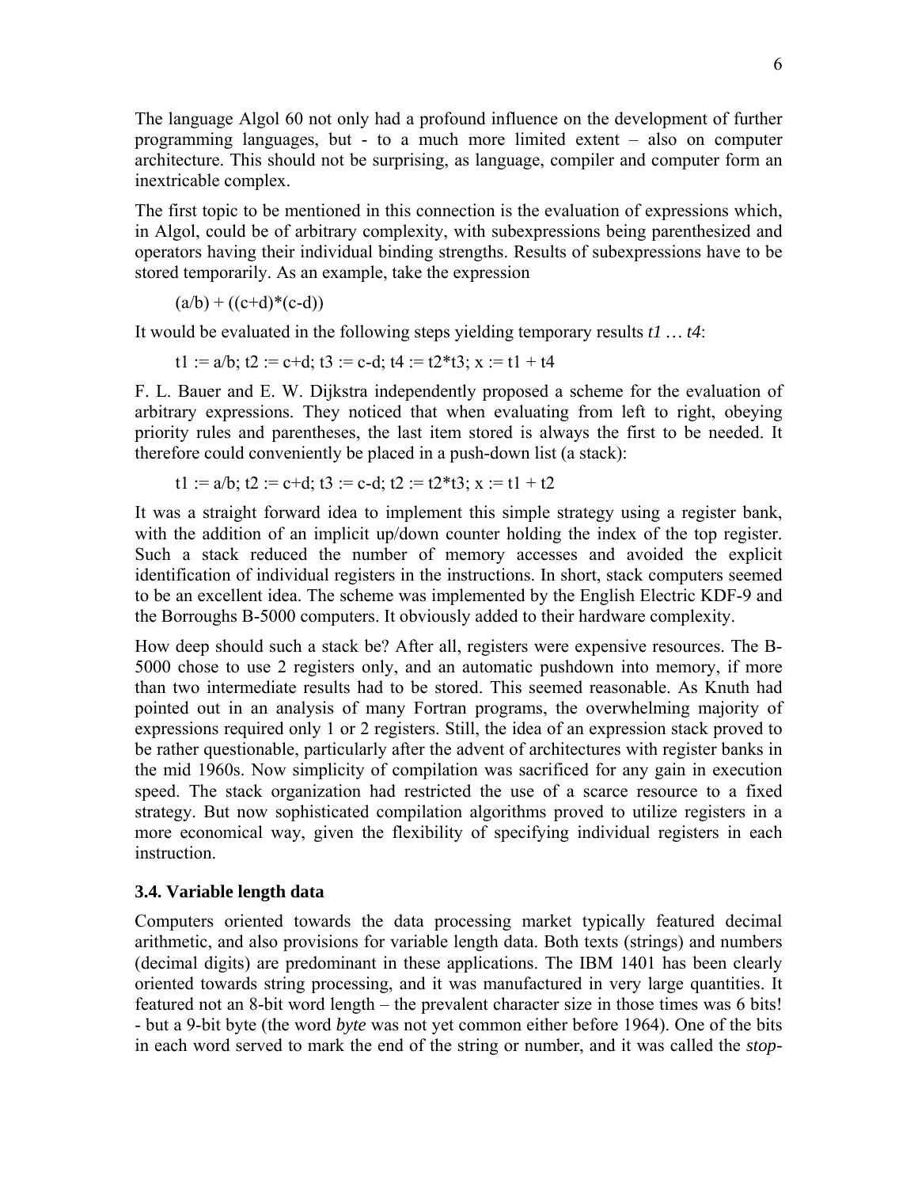The language Algol 60 not only had a profound influence on the development of further programming languages, but - to a much more limited extent – also on computer architecture. This should not be surprising, as language, compiler and computer form an inextricable complex.

The first topic to be mentioned in this connection is the evaluation of expressions which, in Algol, could be of arbitrary complexity, with subexpressions being parenthesized and operators having their individual binding strengths. Results of subexpressions have to be stored temporarily. As an example, take the expression

(a/b) + ((c+d)*(c-d))

It would be evaluated in the following steps yielding temporary results *t1 … t4*:

t1 := a/b; t2 := c+d; t3 := c-d; t4 := t2*t3; x := t1 + t4

F. L. Bauer and E. W. Dijkstra independently proposed a scheme for the evaluation of arbitrary expressions. They noticed that when evaluating from left to right, obeying priority rules and parentheses, the last item stored is always the first to be needed. It therefore could conveniently be placed in a push-down list (a stack):

t1 := a/b; t2 := c+d; t3 := c-d; t2 := t2*t3; x := t1 + t2

It was a straight forward idea to implement this simple strategy using a register bank, with the addition of an implicit up/down counter holding the index of the top register. Such a stack reduced the number of memory accesses and avoided the explicit identification of individual registers in the instructions. In short, stack computers seemed to be an excellent idea. The scheme was implemented by the English Electric KDF-9 and the Borroughs B-5000 computers. It obviously added to their hardware complexity.

How deep should such a stack be? After all, registers were expensive resources. The B-5000 chose to use 2 registers only, and an automatic pushdown into memory, if more than two intermediate results had to be stored. This seemed reasonable. As Knuth had pointed out in an analysis of many Fortran programs, the overwhelming majority of expressions required only 1 or 2 registers. Still, the idea of an expression stack proved to be rather questionable, particularly after the advent of architectures with register banks in the mid 1960s. Now simplicity of compilation was sacrificed for any gain in execution speed. The stack organization had restricted the use of a scarce resource to a fixed strategy. But now sophisticated compilation algorithms proved to utilize registers in a more economical way, given the flexibility of specifying individual registers in each instruction.

### 3.4. Variable length data

Computers oriented towards the data processing market typically featured decimal arithmetic, and also provisions for variable length data. Both texts (strings) and numbers (decimal digits) are predominant in these applications. The IBM 1401 has been clearly oriented towards string processing, and it was manufactured in very large quantities. It featured not an 8-bit word length – the prevalent character size in those times was 6 bits! - but a 9-bit byte (the word *byte* was not yet common either before 1964). One of the bits in each word served to mark the end of the string or number, and it was called the *stop-*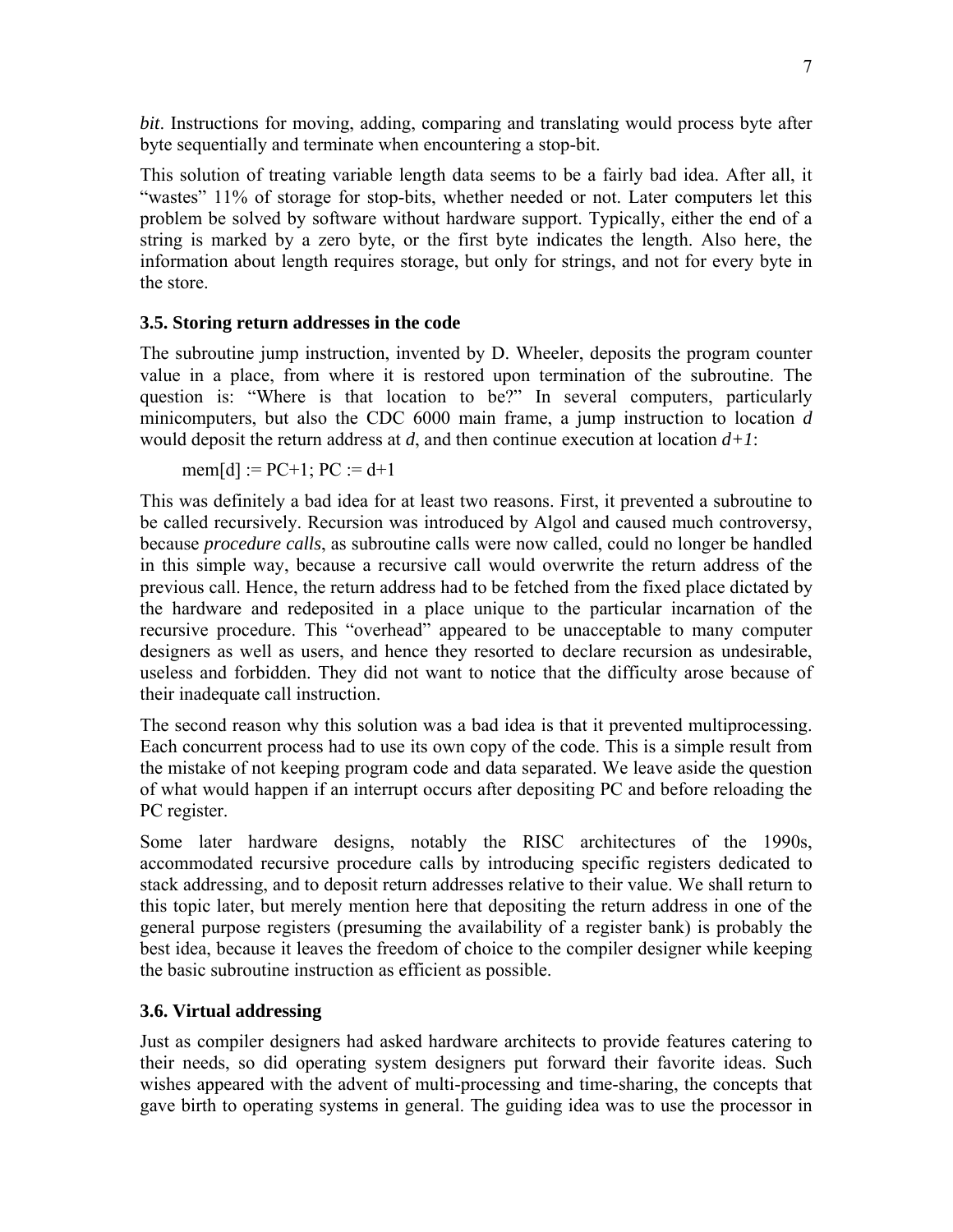*bit*. Instructions for moving, adding, comparing and translating would process byte after byte sequentially and terminate when encountering a stop-bit.

This solution of treating variable length data seems to be a fairly bad idea. After all, it "wastes" 11% of storage for stop-bits, whether needed or not. Later computers let this problem be solved by software without hardware support. Typically, either the end of a string is marked by a zero byte, or the first byte indicates the length. Also here, the information about length requires storage, but only for strings, and not for every byte in the store.

### 3.5. Storing return addresses in the code

The subroutine jump instruction, invented by D. Wheeler, deposits the program counter value in a place, from where it is restored upon termination of the subroutine. The question is: "Where is that location to be?" In several computers, particularly minicomputers, but also the CDC 6000 main frame, a jump instruction to location ***d*** would deposit the return address at ***d***, and then continue execution at location ***d+1***:

```
mem[d] := PC+1; PC := d+1
```

This was definitely a bad idea for at least two reasons. First, it prevented a subroutine to be called recursively. Recursion was introduced by Algol and caused much controversy, because *procedure calls*, as subroutine calls were now called, could no longer be handled in this simple way, because a recursive call would overwrite the return address of the previous call. Hence, the return address had to be fetched from the fixed place dictated by the hardware and redeposited in a place unique to the particular incarnation of the recursive procedure. This "overhead" appeared to be unacceptable to many computer designers as well as users, and hence they resorted to declare recursion as undesirable, useless and forbidden. They did not want to notice that the difficulty arose because of their inadequate call instruction.

The second reason why this solution was a bad idea is that it prevented multiprocessing. Each concurrent process had to use its own copy of the code. This is a simple result from the mistake of not keeping program code and data separated. We leave aside the question of what would happen if an interrupt occurs after depositing PC and before reloading the PC register.

Some later hardware designs, notably the RISC architectures of the 1990s, accommodated recursive procedure calls by introducing specific registers dedicated to stack addressing, and to deposit return addresses relative to their value. We shall return to this topic later, but merely mention here that depositing the return address in one of the general purpose registers (presuming the availability of a register bank) is probably the best idea, because it leaves the freedom of choice to the compiler designer while keeping the basic subroutine instruction as efficient as possible.

### 3.6. Virtual addressing

Just as compiler designers had asked hardware architects to provide features catering to their needs, so did operating system designers put forward their favorite ideas. Such wishes appeared with the advent of multi-processing and time-sharing, the concepts that gave birth to operating systems in general. The guiding idea was to use the processor in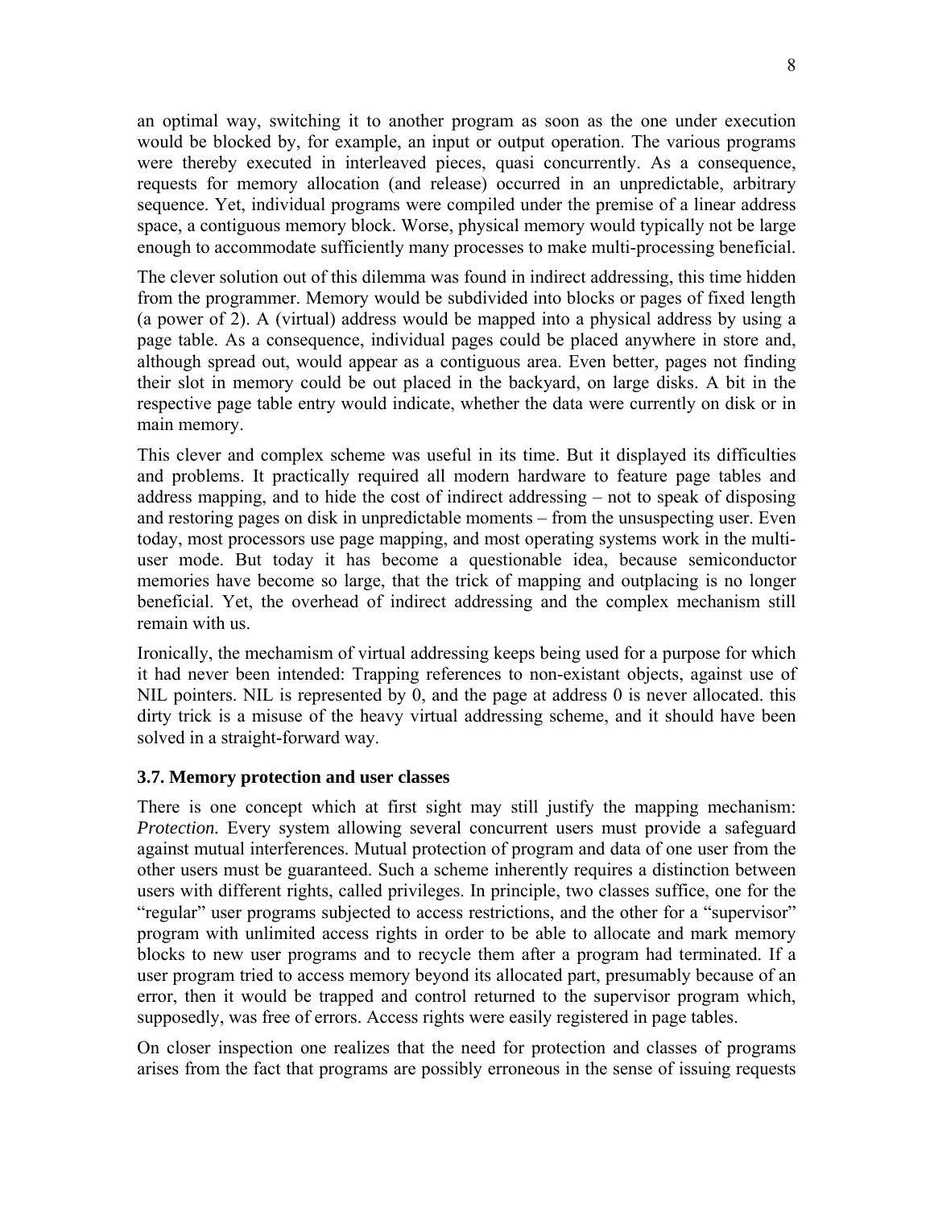an optimal way, switching it to another program as soon as the one under execution would be blocked by, for example, an input or output operation. The various programs were thereby executed in interleaved pieces, quasi concurrently. As a consequence, requests for memory allocation (and release) occurred in an unpredictable, arbitrary sequence. Yet, individual programs were compiled under the premise of a linear address space, a contiguous memory block. Worse, physical memory would typically not be large enough to accommodate sufficiently many processes to make multi-processing beneficial.

The clever solution out of this dilemma was found in indirect addressing, this time hidden from the programmer. Memory would be subdivided into blocks or pages of fixed length (a power of 2). A (virtual) address would be mapped into a physical address by using a page table. As a consequence, individual pages could be placed anywhere in store and, although spread out, would appear as a contiguous area. Even better, pages not finding their slot in memory could be out placed in the backyard, on large disks. A bit in the respective page table entry would indicate, whether the data were currently on disk or in main memory.

This clever and complex scheme was useful in its time. But it displayed its difficulties and problems. It practically required all modern hardware to feature page tables and address mapping, and to hide the cost of indirect addressing – not to speak of disposing and restoring pages on disk in unpredictable moments – from the unsuspecting user. Even today, most processors use page mapping, and most operating systems work in the multi-user mode. But today it has become a questionable idea, because semiconductor memories have become so large, that the trick of mapping and outplacing is no longer beneficial. Yet, the overhead of indirect addressing and the complex mechanism still remain with us.

Ironically, the mechamism of virtual addressing keeps being used for a purpose for which it had never been intended: Trapping references to non-existant objects, against use of NIL pointers. NIL is represented by 0, and the page at address 0 is never allocated. this dirty trick is a misuse of the heavy virtual addressing scheme, and it should have been solved in a straight-forward way.

### 3.7. Memory protection and user classes

There is one concept which at first sight may still justify the mapping mechanism: *Protection.* Every system allowing several concurrent users must provide a safeguard against mutual interferences. Mutual protection of program and data of one user from the other users must be guaranteed. Such a scheme inherently requires a distinction between users with different rights, called privileges. In principle, two classes suffice, one for the "regular" user programs subjected to access restrictions, and the other for a "supervisor" program with unlimited access rights in order to be able to allocate and mark memory blocks to new user programs and to recycle them after a program had terminated. If a user program tried to access memory beyond its allocated part, presumably because of an error, then it would be trapped and control returned to the supervisor program which, supposedly, was free of errors. Access rights were easily registered in page tables.

On closer inspection one realizes that the need for protection and classes of programs arises from the fact that programs are possibly erroneous in the sense of issuing requests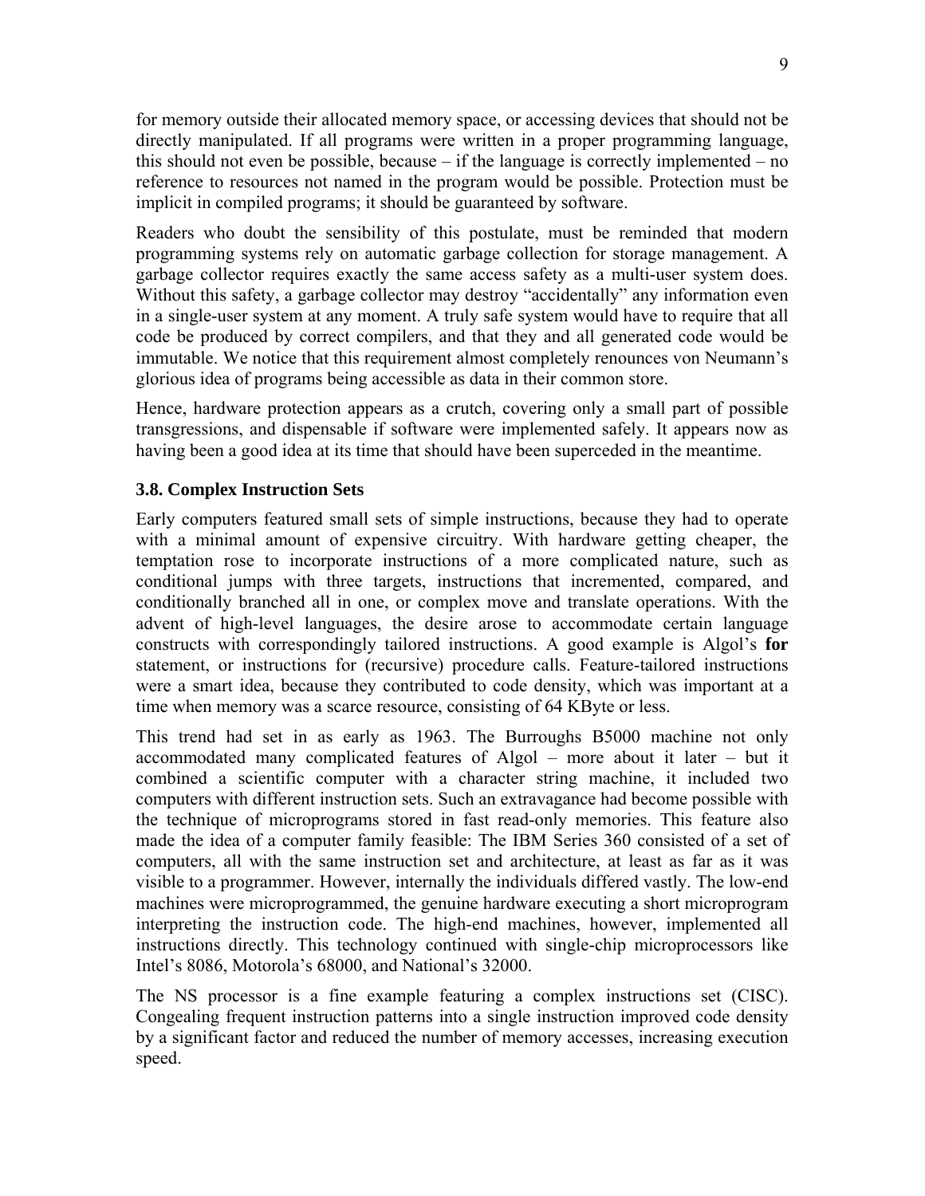for memory outside their allocated memory space, or accessing devices that should not be directly manipulated. If all programs were written in a proper programming language, this should not even be possible, because – if the language is correctly implemented – no reference to resources not named in the program would be possible. Protection must be implicit in compiled programs; it should be guaranteed by software.

Readers who doubt the sensibility of this postulate, must be reminded that modern programming systems rely on automatic garbage collection for storage management. A garbage collector requires exactly the same access safety as a multi-user system does. Without this safety, a garbage collector may destroy "accidentally" any information even in a single-user system at any moment. A truly safe system would have to require that all code be produced by correct compilers, and that they and all generated code would be immutable. We notice that this requirement almost completely renounces von Neumann's glorious idea of programs being accessible as data in their common store.

Hence, hardware protection appears as a crutch, covering only a small part of possible transgressions, and dispensable if software were implemented safely. It appears now as having been a good idea at its time that should have been superceded in the meantime.

### 3.8. Complex Instruction Sets

Early computers featured small sets of simple instructions, because they had to operate with a minimal amount of expensive circuitry. With hardware getting cheaper, the temptation rose to incorporate instructions of a more complicated nature, such as conditional jumps with three targets, instructions that incremented, compared, and conditionally branched all in one, or complex move and translate operations. With the advent of high-level languages, the desire arose to accommodate certain language constructs with correspondingly tailored instructions. A good example is Algol's **for** statement, or instructions for (recursive) procedure calls. Feature-tailored instructions were a smart idea, because they contributed to code density, which was important at a time when memory was a scarce resource, consisting of 64 KByte or less.

This trend had set in as early as 1963. The Burroughs B5000 machine not only accommodated many complicated features of Algol – more about it later – but it combined a scientific computer with a character string machine, it included two computers with different instruction sets. Such an extravagance had become possible with the technique of microprograms stored in fast read-only memories. This feature also made the idea of a computer family feasible: The IBM Series 360 consisted of a set of computers, all with the same instruction set and architecture, at least as far as it was visible to a programmer. However, internally the individuals differed vastly. The low-end machines were microprogrammed, the genuine hardware executing a short microprogram interpreting the instruction code. The high-end machines, however, implemented all instructions directly. This technology continued with single-chip microprocessors like Intel's 8086, Motorola's 68000, and National's 32000.

The NS processor is a fine example featuring a complex instructions set (CISC). Congealing frequent instruction patterns into a single instruction improved code density by a significant factor and reduced the number of memory accesses, increasing execution speed.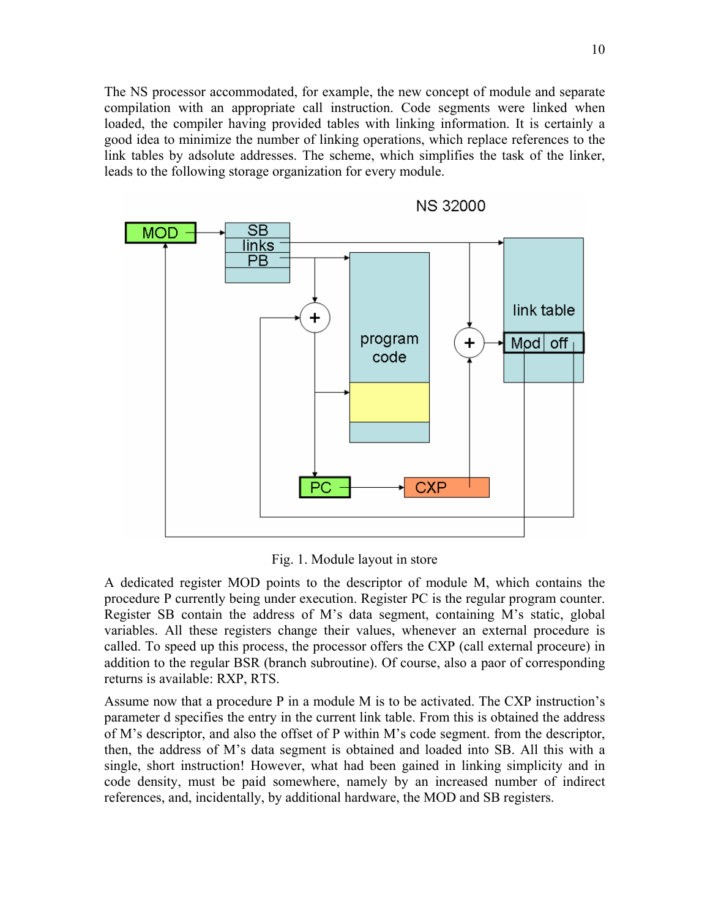The NS processor accommodated, for example, the new concept of module and separate compilation with an appropriate call instruction. Code segments were linked when loaded, the compiler having provided tables with linking information. It is certainly a good idea to minimize the number of linking operations, which replace references to the link tables by adsolute addresses. The scheme, which simplifies the task of the linker, leads to the following storage organization for every module.

Fig. 1. Module layout in store

A dedicated register MOD points to the descriptor of module M, which contains the procedure P currently being under execution. Register PC is the regular program counter. Register SB contain the address of M's data segment, containing M's static, global variables. All these registers change their values, whenever an external procedure is called. To speed up this process, the processor offers the CXP (call external proceure) in addition to the regular BSR (branch subroutine). Of course, also a paor of corresponding returns is available: RXP, RTS.

Assume now that a procedure P in a module M is to be activated. The CXP instruction's parameter d specifies the entry in the current link table. From this is obtained the address of M's descriptor, and also the offset of P within M's code segment. from the descriptor, then, the address of M's data segment is obtained and loaded into SB. All this with a single, short instruction! However, what had been gained in linking simplicity and in code density, must be paid somewhere, namely by an increased number of indirect references, and, incidentally, by additional hardware, the MOD and SB registers.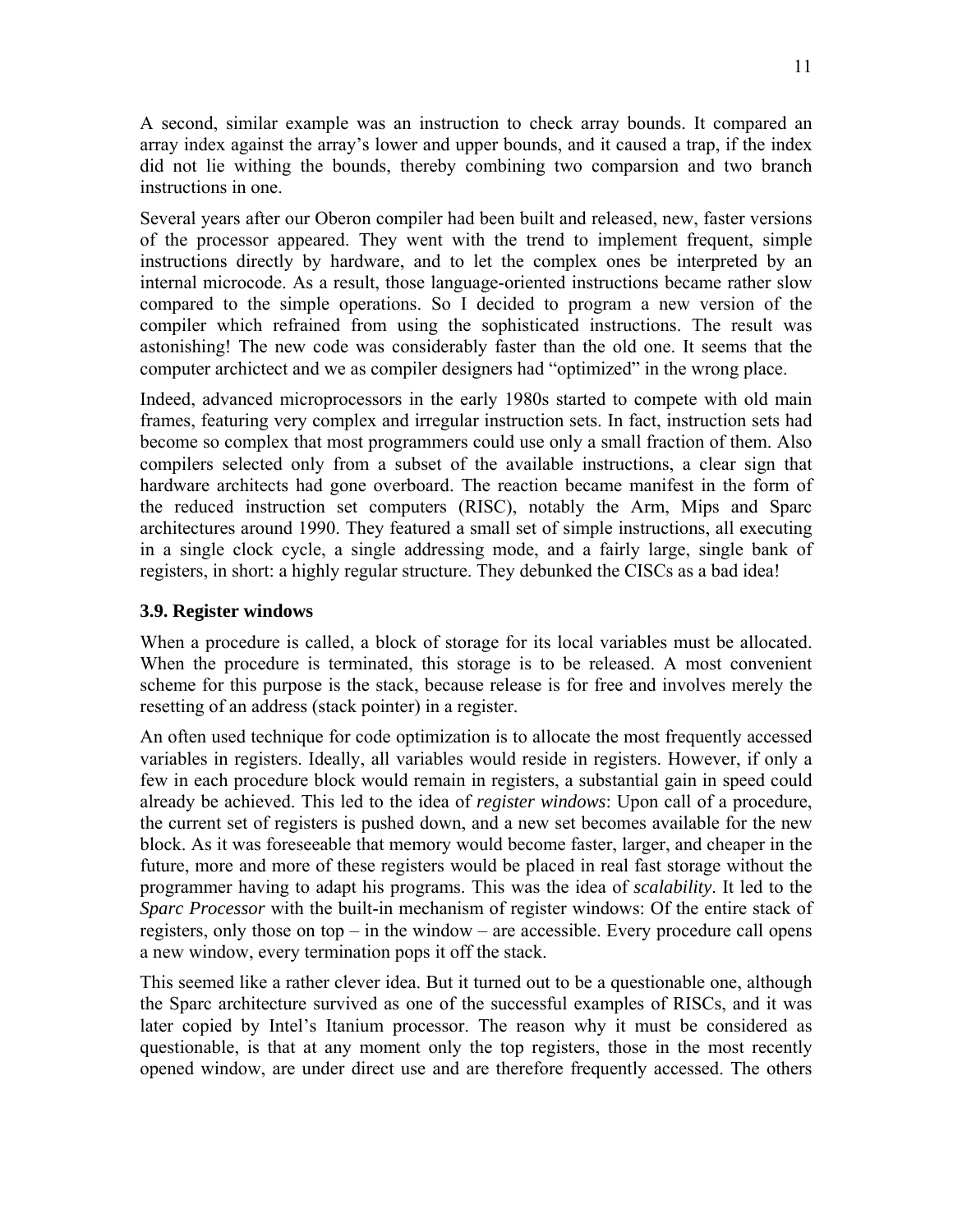A second, similar example was an instruction to check array bounds. It compared an array index against the array's lower and upper bounds, and it caused a trap, if the index did not lie withing the bounds, thereby combining two comparsion and two branch instructions in one.

Several years after our Oberon compiler had been built and released, new, faster versions of the processor appeared. They went with the trend to implement frequent, simple instructions directly by hardware, and to let the complex ones be interpreted by an internal microcode. As a result, those language-oriented instructions became rather slow compared to the simple operations. So I decided to program a new version of the compiler which refrained from using the sophisticated instructions. The result was astonishing! The new code was considerably faster than the old one. It seems that the computer archictect and we as compiler designers had "optimized" in the wrong place.

Indeed, advanced microprocessors in the early 1980s started to compete with old main frames, featuring very complex and irregular instruction sets. In fact, instruction sets had become so complex that most programmers could use only a small fraction of them. Also compilers selected only from a subset of the available instructions, a clear sign that hardware architects had gone overboard. The reaction became manifest in the form of the reduced instruction set computers (RISC), notably the Arm, Mips and Sparc architectures around 1990. They featured a small set of simple instructions, all executing in a single clock cycle, a single addressing mode, and a fairly large, single bank of registers, in short: a highly regular structure. They debunked the CISCs as a bad idea!

### 3.9. Register windows

When a procedure is called, a block of storage for its local variables must be allocated. When the procedure is terminated, this storage is to be released. A most convenient scheme for this purpose is the stack, because release is for free and involves merely the resetting of an address (stack pointer) in a register.

An often used technique for code optimization is to allocate the most frequently accessed variables in registers. Ideally, all variables would reside in registers. However, if only a few in each procedure block would remain in registers, a substantial gain in speed could already be achieved. This led to the idea of *register windows*: Upon call of a procedure, the current set of registers is pushed down, and a new set becomes available for the new block. As it was foreseeable that memory would become faster, larger, and cheaper in the future, more and more of these registers would be placed in real fast storage without the programmer having to adapt his programs. This was the idea of *scalability*. It led to the *Sparc Processor* with the built-in mechanism of register windows: Of the entire stack of registers, only those on top – in the window – are accessible. Every procedure call opens a new window, every termination pops it off the stack.

This seemed like a rather clever idea. But it turned out to be a questionable one, although the Sparc architecture survived as one of the successful examples of RISCs, and it was later copied by Intel's Itanium processor. The reason why it must be considered as questionable, is that at any moment only the top registers, those in the most recently opened window, are under direct use and are therefore frequently accessed. The others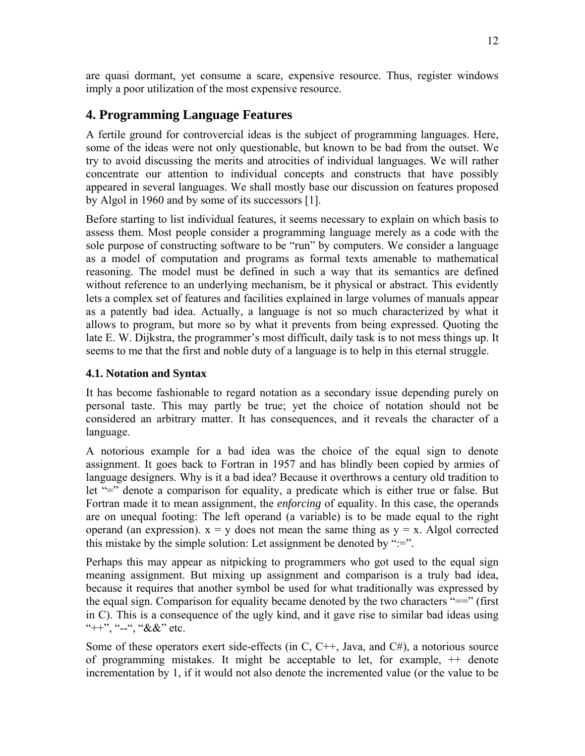are quasi dormant, yet consume a scare, expensive resource. Thus, register windows imply a poor utilization of the most expensive resource.

## 4. Programming Language Features

A fertile ground for controvercial ideas is the subject of programming languages. Here, some of the ideas were not only questionable, but known to be bad from the outset. We try to avoid discussing the merits and atrocities of individual languages. We will rather concentrate our attention to individual concepts and constructs that have possibly appeared in several languages. We shall mostly base our discussion on features proposed by Algol in 1960 and by some of its successors [1].

Before starting to list individual features, it seems necessary to explain on which basis to assess them. Most people consider a programming language merely as a code with the sole purpose of constructing software to be "run" by computers. We consider a language as a model of computation and programs as formal texts amenable to mathematical reasoning. The model must be defined in such a way that its semantics are defined without reference to an underlying mechanism, be it physical or abstract. This evidently lets a complex set of features and facilities explained in large volumes of manuals appear as a patently bad idea. Actually, a language is not so much characterized by what it allows to program, but more so by what it prevents from being expressed. Quoting the late E. W. Dijkstra, the programmer's most difficult, daily task is to not mess things up. It seems to me that the first and noble duty of a language is to help in this eternal struggle.

### 4.1. Notation and Syntax

It has become fashionable to regard notation as a secondary issue depending purely on personal taste. This may partly be true; yet the choice of notation should not be considered an arbitrary matter. It has consequences, and it reveals the character of a language.

A notorious example for a bad idea was the choice of the equal sign to denote assignment. It goes back to Fortran in 1957 and has blindly been copied by armies of language designers. Why is it a bad idea? Because it overthrows a century old tradition to let "=" denote a comparison for equality, a predicate which is either true or false. But Fortran made it to mean assignment, the *enforcing* of equality. In this case, the operands are on unequal footing: The left operand (a variable) is to be made equal to the right operand (an expression). x = y does not mean the same thing as y = x. Algol corrected this mistake by the simple solution: Let assignment be denoted by ":=".

Perhaps this may appear as nitpicking to programmers who got used to the equal sign meaning assignment. But mixing up assignment and comparison is a truly bad idea, because it requires that another symbol be used for what traditionally was expressed by the equal sign. Comparison for equality became denoted by the two characters "==" (first in C). This is a consequence of the ugly kind, and it gave rise to similar bad ideas using "++", "--", "&&" etc.

Some of these operators exert side-effects (in C, C++, Java, and C#), a notorious source of programming mistakes. It might be acceptable to let, for example, ++ denote incrementation by 1, if it would not also denote the incremented value (or the value to be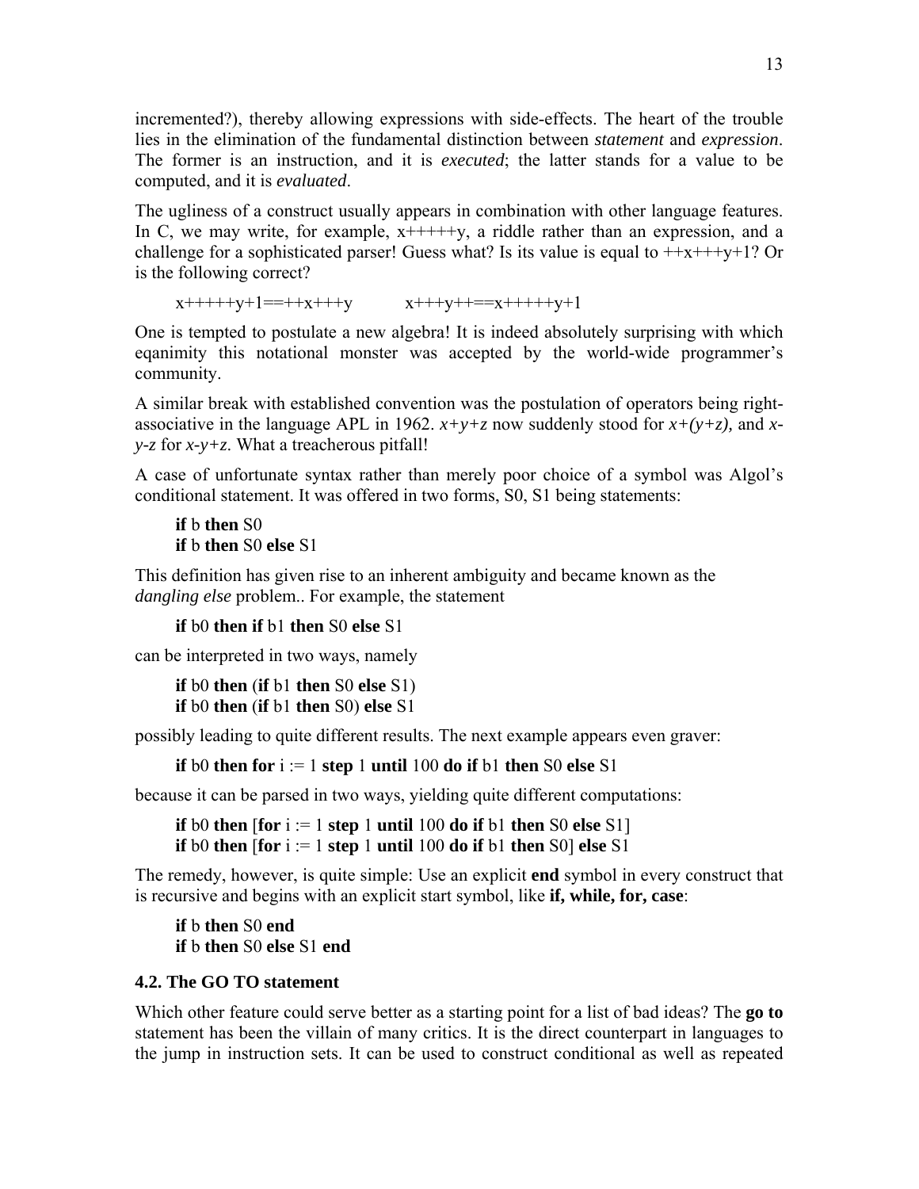incremented?), thereby allowing expressions with side-effects. The heart of the trouble lies in the elimination of the fundamental distinction between *statement* and *expression*. The former is an instruction, and it is *executed*; the latter stands for a value to be computed, and it is *evaluated*.

The ugliness of a construct usually appears in combination with other language features. In C, we may write, for example, x+++++y, a riddle rather than an expression, and a challenge for a sophisticated parser! Guess what? Is its value is equal to ++x+++y+1? Or is the following correct?

x+++++y+1==++x+++y    x+++y++==x+++++y+1

One is tempted to postulate a new algebra! It is indeed absolutely surprising with which eqanimity this notational monster was accepted by the world-wide programmer's community.

A similar break with established convention was the postulation of operators being right-associative in the language APL in 1962. *x+y+z* now suddenly stood for *x+(y+z)*, and *x-y-z* for *x-y+z*. What a treacherous pitfall!

A case of unfortunate syntax rather than merely poor choice of a symbol was Algol's conditional statement. It was offered in two forms, S0, S1 being statements:

**if** b **then** S0  
**if** b **then** S0 **else** S1

This definition has given rise to an inherent ambiguity and became known as the *dangling else* problem.. For example, the statement

**if** b0 **then if** b1 **then** S0 **else** S1

can be interpreted in two ways, namely

**if** b0 **then** (**if** b1 **then** S0 **else** S1)  
**if** b0 **then** (**if** b1 **then** S0) **else** S1

possibly leading to quite different results. The next example appears even graver:

**if** b0 **then for** i := 1 **step** 1 **until** 100 **do if** b1 **then** S0 **else** S1

because it can be parsed in two ways, yielding quite different computations:

**if** b0 **then** [**for** i := 1 **step** 1 **until** 100 **do if** b1 **then** S0 **else** S1]  
**if** b0 **then** [**for** i := 1 **step** 1 **until** 100 **do if** b1 **then** S0] **else** S1

The remedy, however, is quite simple: Use an explicit **end** symbol in every construct that is recursive and begins with an explicit start symbol, like **if, while, for, case**:

**if** b **then** S0 **end**  
**if** b **then** S0 **else** S1 **end**

### 4.2. The GO TO statement

Which other feature could serve better as a starting point for a list of bad ideas? The **go to** statement has been the villain of many critics. It is the direct counterpart in languages to the jump in instruction sets. It can be used to construct conditional as well as repeated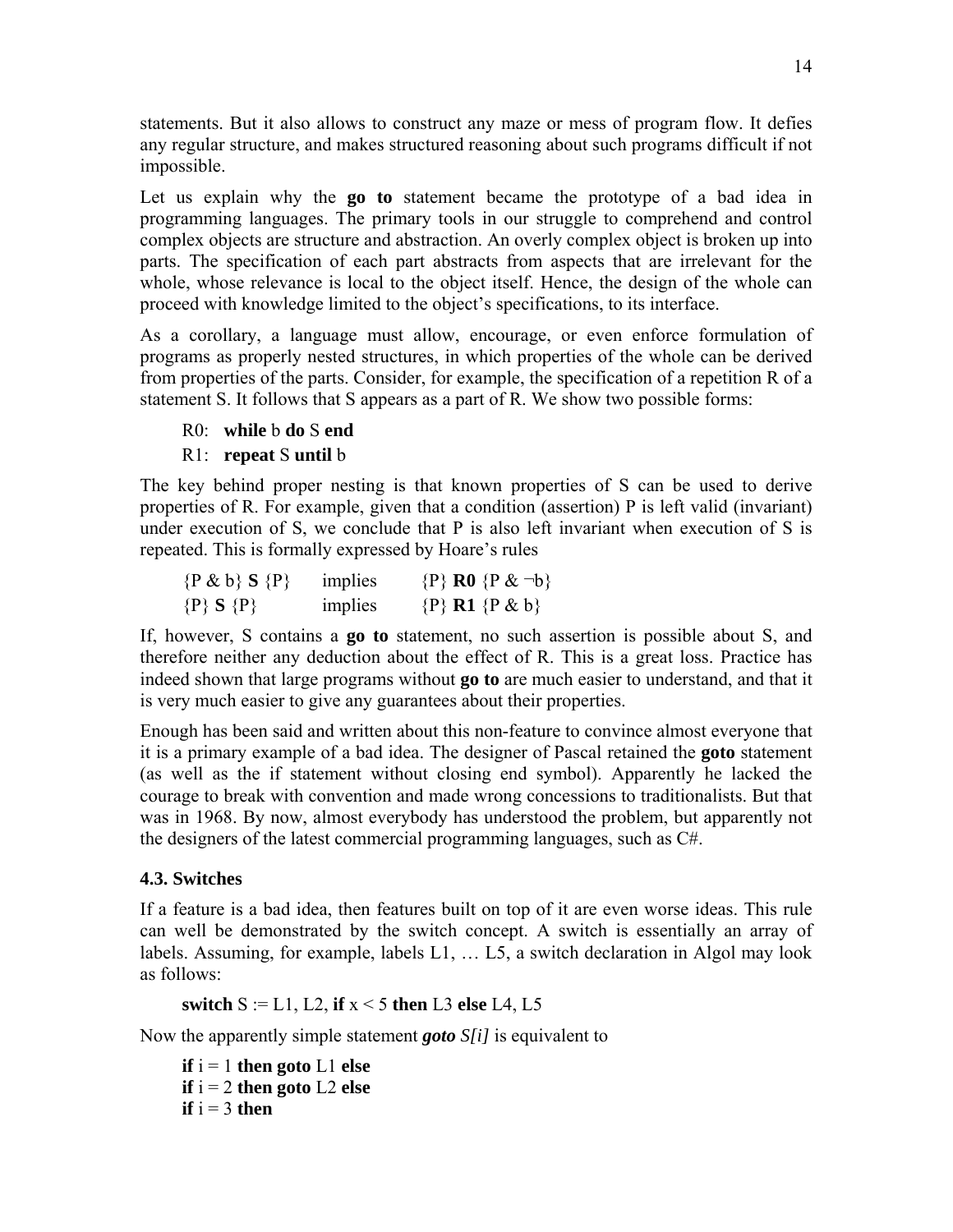statements. But it also allows to construct any maze or mess of program flow. It defies any regular structure, and makes structured reasoning about such programs difficult if not impossible.

Let us explain why the **go to** statement became the prototype of a bad idea in programming languages. The primary tools in our struggle to comprehend and control complex objects are structure and abstraction. An overly complex object is broken up into parts. The specification of each part abstracts from aspects that are irrelevant for the whole, whose relevance is local to the object itself. Hence, the design of the whole can proceed with knowledge limited to the object's specifications, to its interface.

As a corollary, a language must allow, encourage, or even enforce formulation of programs as properly nested structures, in which properties of the whole can be derived from properties of the parts. Consider, for example, the specification of a repetition R of a statement S. It follows that S appears as a part of R. We show two possible forms:

R0: **while** b **do** S **end**
R1: **repeat** S **until** b

The key behind proper nesting is that known properties of S can be used to derive properties of R. For example, given that a condition (assertion) P is left valid (invariant) under execution of S, we conclude that P is also left invariant when execution of S is repeated. This is formally expressed by Hoare's rules

{P & b} **S** {P} implies {P} **R0** {P & ¬b}
{P} **S** {P} implies {P} **R1** {P & b}

If, however, S contains a **go to** statement, no such assertion is possible about S, and therefore neither any deduction about the effect of R. This is a great loss. Practice has indeed shown that large programs without **go to** are much easier to understand, and that it is very much easier to give any guarantees about their properties.

Enough has been said and written about this non-feature to convince almost everyone that it is a primary example of a bad idea. The designer of Pascal retained the **goto** statement (as well as the if statement without closing end symbol). Apparently he lacked the courage to break with convention and made wrong concessions to traditionalists. But that was in 1968. By now, almost everybody has understood the problem, but apparently not the designers of the latest commercial programming languages, such as C#.

### 4.3. Switches

If a feature is a bad idea, then features built on top of it are even worse ideas. This rule can well be demonstrated by the switch concept. A switch is essentially an array of labels. Assuming, for example, labels L1, … L5, a switch declaration in Algol may look as follows:

**switch** S := L1, L2, **if** x < 5 **then** L3 **else** L4, L5

Now the apparently simple statement ***goto*** *S[i]* is equivalent to

**if** i = 1 **then goto** L1 **else**
**if** i = 2 **then goto** L2 **else**
**if** i = 3 **then**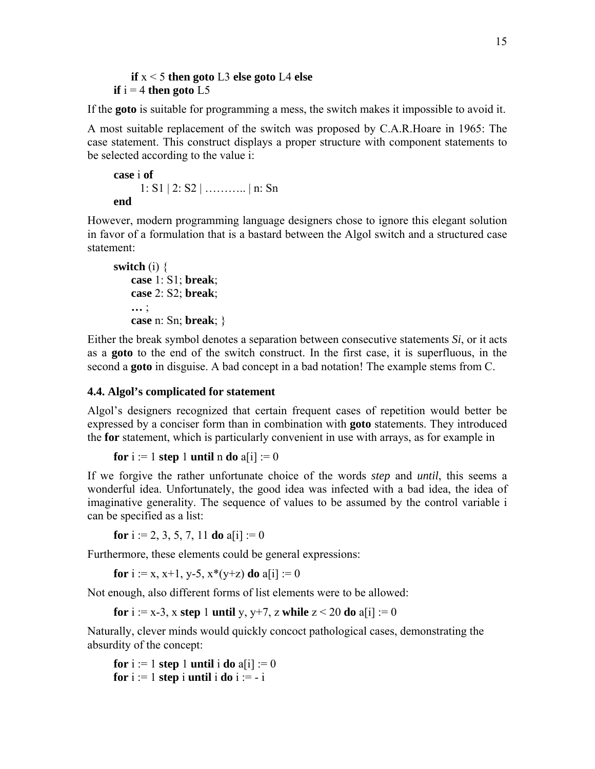```
    if x < 5 then goto L3 else goto L4 else
if i = 4 then goto L5
```

If the **goto** is suitable for programming a mess, the switch makes it impossible to avoid it.

A most suitable replacement of the switch was proposed by C.A.R.Hoare in 1965: The case statement. This construct displays a proper structure with component statements to be selected according to the value i:

```
case i of
    1: S1 | 2: S2 | ……….. | n: Sn
end
```

However, modern programming language designers chose to ignore this elegant solution in favor of a formulation that is a bastard between the Algol switch and a structured case statement:

```
switch (i) {
   case 1: S1; break;
   case 2: S2; break;
   … ;
   case n: Sn; break; }
```

Either the break symbol denotes a separation between consecutive statements ***Si***, or it acts as a **goto** to the end of the switch construct. In the first case, it is superfluous, in the second a **goto** in disguise. A bad concept in a bad notation! The example stems from C.

### 4.4. Algol's complicated for statement

Algol's designers recognized that certain frequent cases of repetition would better be expressed by a conciser form than in combination with **goto** statements. They introduced the **for** statement, which is particularly convenient in use with arrays, as for example in

```
for i := 1 step 1 until n do a[i] := 0
```

If we forgive the rather unfortunate choice of the words *step* and *until*, this seems a wonderful idea. Unfortunately, the good idea was infected with a bad idea, the idea of imaginative generality. The sequence of values to be assumed by the control variable i can be specified as a list:

```
for i := 2, 3, 5, 7, 11 do a[i] := 0
```

Furthermore, these elements could be general expressions:

```
for i := x, x+1, y-5, x*(y+z) do a[i] := 0
```

Not enough, also different forms of list elements were to be allowed:

```
for i := x-3, x step 1 until y, y+7, z while z < 20 do a[i] := 0
```

Naturally, clever minds would quickly concoct pathological cases, demonstrating the absurdity of the concept:

```
for i := 1 step 1 until i do a[i] := 0
for i := 1 step i until i do i := - i
```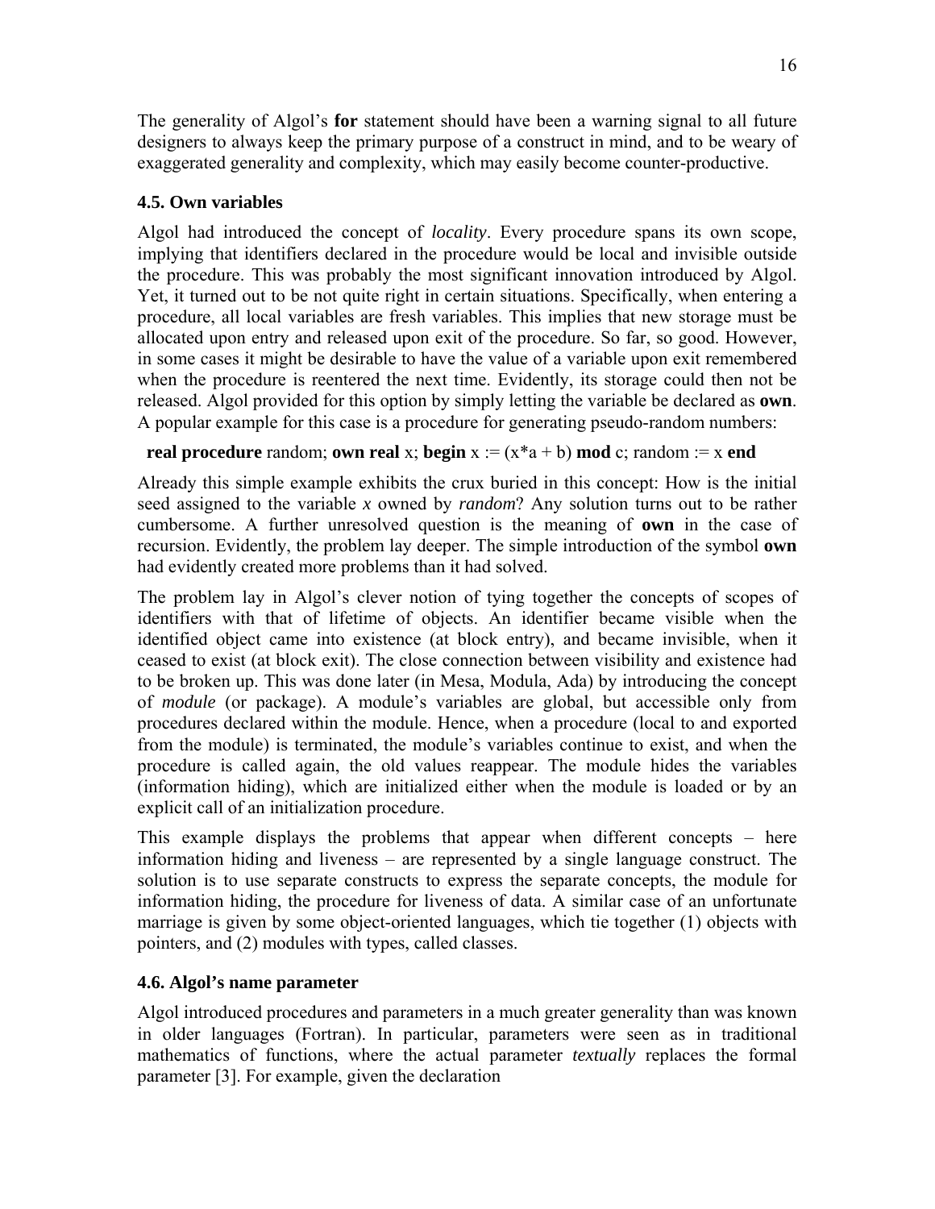The generality of Algol's **for** statement should have been a warning signal to all future designers to always keep the primary purpose of a construct in mind, and to be weary of exaggerated generality and complexity, which may easily become counter-productive.

### 4.5. Own variables

Algol had introduced the concept of *locality*. Every procedure spans its own scope, implying that identifiers declared in the procedure would be local and invisible outside the procedure. This was probably the most significant innovation introduced by Algol. Yet, it turned out to be not quite right in certain situations. Specifically, when entering a procedure, all local variables are fresh variables. This implies that new storage must be allocated upon entry and released upon exit of the procedure. So far, so good. However, in some cases it might be desirable to have the value of a variable upon exit remembered when the procedure is reentered the next time. Evidently, its storage could then not be released. Algol provided for this option by simply letting the variable be declared as **own**. A popular example for this case is a procedure for generating pseudo-random numbers:

**real procedure** random; **own real** x; **begin** x := (x*a + b) **mod** c; random := x **end**

Already this simple example exhibits the crux buried in this concept: How is the initial seed assigned to the variable *x* owned by *random*? Any solution turns out to be rather cumbersome. A further unresolved question is the meaning of **own** in the case of recursion. Evidently, the problem lay deeper. The simple introduction of the symbol **own** had evidently created more problems than it had solved.

The problem lay in Algol's clever notion of tying together the concepts of scopes of identifiers with that of lifetime of objects. An identifier became visible when the identified object came into existence (at block entry), and became invisible, when it ceased to exist (at block exit). The close connection between visibility and existence had to be broken up. This was done later (in Mesa, Modula, Ada) by introducing the concept of *module* (or package). A module's variables are global, but accessible only from procedures declared within the module. Hence, when a procedure (local to and exported from the module) is terminated, the module's variables continue to exist, and when the procedure is called again, the old values reappear. The module hides the variables (information hiding), which are initialized either when the module is loaded or by an explicit call of an initialization procedure.

This example displays the problems that appear when different concepts – here information hiding and liveness – are represented by a single language construct. The solution is to use separate constructs to express the separate concepts, the module for information hiding, the procedure for liveness of data. A similar case of an unfortunate marriage is given by some object-oriented languages, which tie together (1) objects with pointers, and (2) modules with types, called classes.

### 4.6. Algol's name parameter

Algol introduced procedures and parameters in a much greater generality than was known in older languages (Fortran). In particular, parameters were seen as in traditional mathematics of functions, where the actual parameter *textually* replaces the formal parameter [3]. For example, given the declaration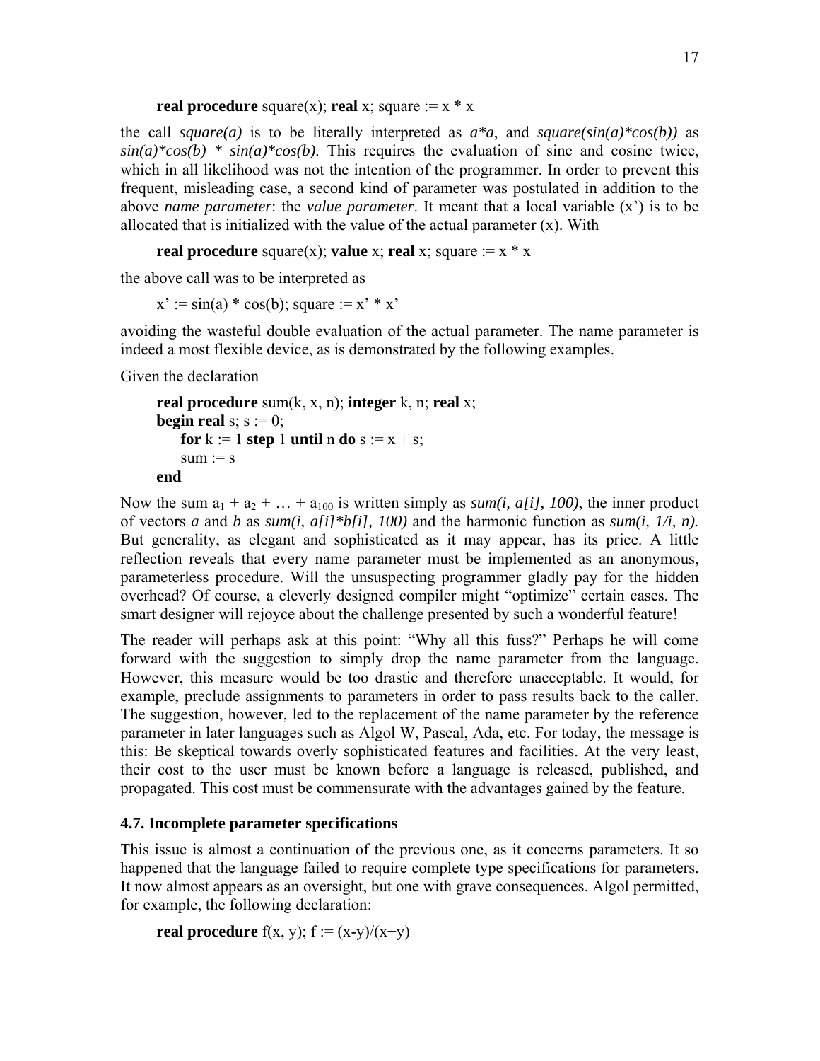**real procedure** square(x); **real** x; square := x * x

the call *square(a)* is to be literally interpreted as *a*a*, and *square(sin(a)*cos(b))* as *sin(a)*cos(b) * sin(a)*cos(b)*. This requires the evaluation of sine and cosine twice, which in all likelihood was not the intention of the programmer. In order to prevent this frequent, misleading case, a second kind of parameter was postulated in addition to the above *name parameter*: the *value parameter*. It meant that a local variable (x') is to be allocated that is initialized with the value of the actual parameter (x). With

**real procedure** square(x); **value** x; **real** x; square := x * x

the above call was to be interpreted as

x' := sin(a) * cos(b); square := x' * x'

avoiding the wasteful double evaluation of the actual parameter. The name parameter is indeed a most flexible device, as is demonstrated by the following examples.

Given the declaration

```
real procedure sum(k, x, n); integer k, n; real x;
begin real s; s := 0;
    for k := 1 step 1 until n do s := x + s;
    sum := s
end
```

Now the sum $a_1 + a_2 + \ldots + a_{100}$ is written simply as *sum(i, a[i], 100)*, the inner product of vectors ***a*** and ***b*** as ***sum(i, a[i]*b[i], 100)*** and the harmonic function as ***sum(i, 1/i, n).*** But generality, as elegant and sophisticated as it may appear, has its price. A little reflection reveals that every name parameter must be implemented as an anonymous, parameterless procedure. Will the unsuspecting programmer gladly pay for the hidden overhead? Of course, a cleverly designed compiler might "optimize" certain cases. The smart designer will rejoyce about the challenge presented by such a wonderful feature!

The reader will perhaps ask at this point: "Why all this fuss?" Perhaps he will come forward with the suggestion to simply drop the name parameter from the language. However, this measure would be too drastic and therefore unacceptable. It would, for example, preclude assignments to parameters in order to pass results back to the caller. The suggestion, however, led to the replacement of the name parameter by the reference parameter in later languages such as Algol W, Pascal, Ada, etc. For today, the message is this: Be skeptical towards overly sophisticated features and facilities. At the very least, their cost to the user must be known before a language is released, published, and propagated. This cost must be commensurate with the advantages gained by the feature.

### 4.7. Incomplete parameter specifications

This issue is almost a continuation of the previous one, as it concerns parameters. It so happened that the language failed to require complete type specifications for parameters. It now almost appears as an oversight, but one with grave consequences. Algol permitted, for example, the following declaration:

**real procedure** f(x, y); f := (x-y)/(x+y)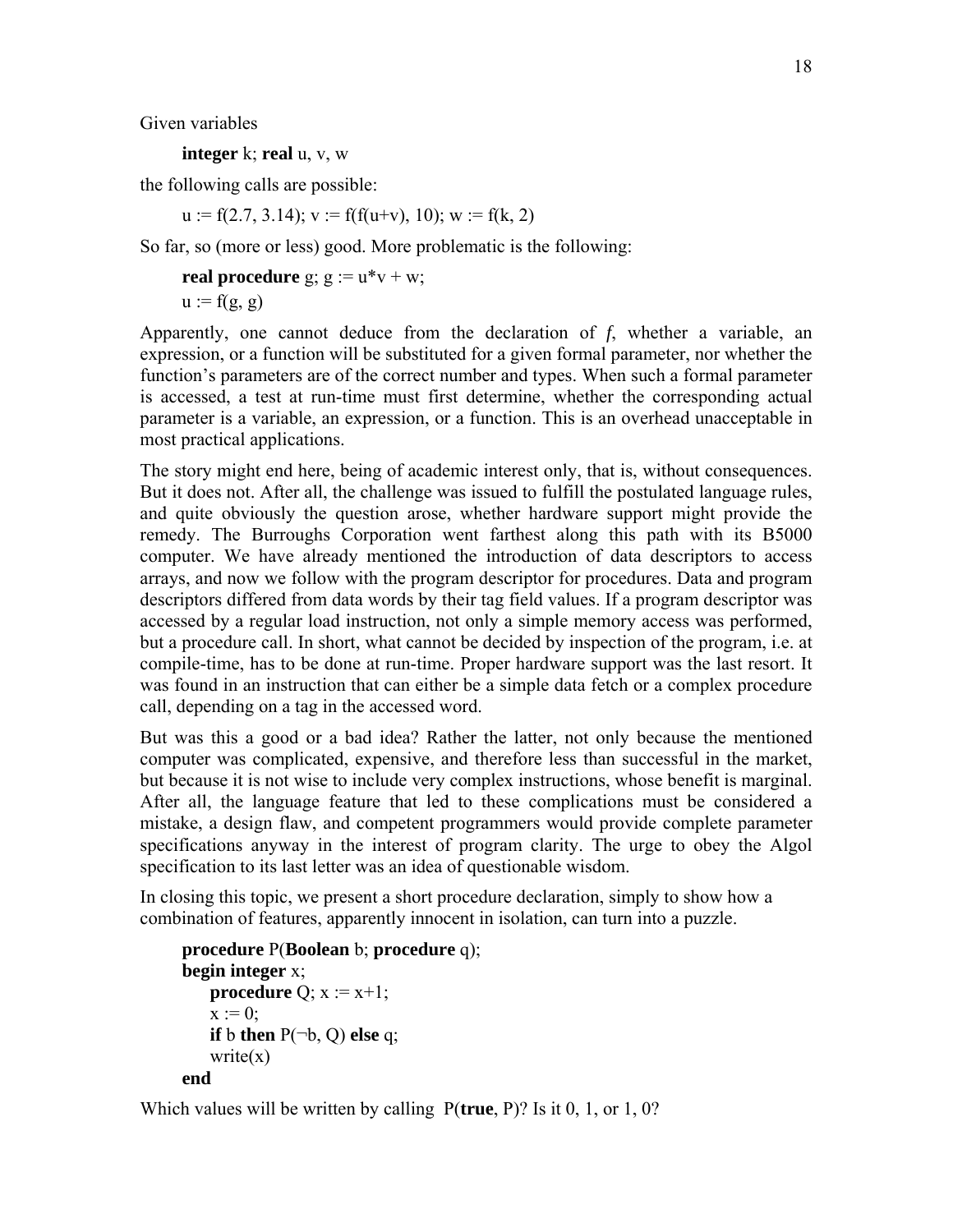Given variables

```
integer k; real u, v, w
```

the following calls are possible:

```
u := f(2.7, 3.14); v := f(f(u+v), 10); w := f(k, 2)
```

So far, so (more or less) good. More problematic is the following:

```
real procedure g; g := u*v + w;
u := f(g, g)
```

Apparently, one cannot deduce from the declaration of *f*, whether a variable, an expression, or a function will be substituted for a given formal parameter, nor whether the function's parameters are of the correct number and types. When such a formal parameter is accessed, a test at run-time must first determine, whether the corresponding actual parameter is a variable, an expression, or a function. This is an overhead unacceptable in most practical applications.

The story might end here, being of academic interest only, that is, without consequences. But it does not. After all, the challenge was issued to fulfill the postulated language rules, and quite obviously the question arose, whether hardware support might provide the remedy. The Burroughs Corporation went farthest along this path with its B5000 computer. We have already mentioned the introduction of data descriptors to access arrays, and now we follow with the program descriptor for procedures. Data and program descriptors differed from data words by their tag field values. If a program descriptor was accessed by a regular load instruction, not only a simple memory access was performed, but a procedure call. In short, what cannot be decided by inspection of the program, i.e. at compile-time, has to be done at run-time. Proper hardware support was the last resort. It was found in an instruction that can either be a simple data fetch or a complex procedure call, depending on a tag in the accessed word.

But was this a good or a bad idea? Rather the latter, not only because the mentioned computer was complicated, expensive, and therefore less than successful in the market, but because it is not wise to include very complex instructions, whose benefit is marginal. After all, the language feature that led to these complications must be considered a mistake, a design flaw, and competent programmers would provide complete parameter specifications anyway in the interest of program clarity. The urge to obey the Algol specification to its last letter was an idea of questionable wisdom.

In closing this topic, we present a short procedure declaration, simply to show how a combination of features, apparently innocent in isolation, can turn into a puzzle.

```
procedure P(Boolean b; procedure q);
begin integer x;
    procedure Q; x := x+1;
    x := 0;
    if b then P(¬b, Q) else q;
    write(x)
end
```

Which values will be written by calling P(**true**, P)? Is it 0, 1, or 1, 0?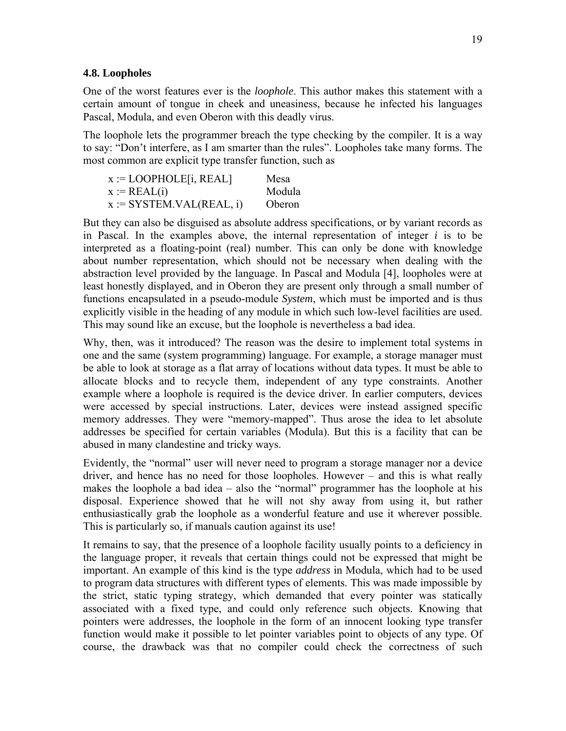### 4.8. Loopholes

One of the worst features ever is the *loophole*. This author makes this statement with a certain amount of tongue in cheek and uneasiness, because he infected his languages Pascal, Modula, and even Oberon with this deadly virus.

The loophole lets the programmer breach the type checking by the compiler. It is a way to say: "Don't interfere, as I am smarter than the rules". Loopholes take many forms. The most common are explicit type transfer function, such as

| | |
|---|---|
| x := LOOPHOLE[i, REAL] | Mesa |
| x := REAL(i) | Modula |
| x := SYSTEM.VAL(REAL, i) | Oberon |

But they can also be disguised as absolute address specifications, or by variant records as in Pascal. In the examples above, the internal representation of integer ***i*** is to be interpreted as a floating-point (real) number. This can only be done with knowledge about number representation, which should not be necessary when dealing with the abstraction level provided by the language. In Pascal and Modula [4], loopholes were at least honestly displayed, and in Oberon they are present only through a small number of functions encapsulated in a pseudo-module *System*, which must be imported and is thus explicitly visible in the heading of any module in which such low-level facilities are used. This may sound like an excuse, but the loophole is nevertheless a bad idea.

Why, then, was it introduced? The reason was the desire to implement total systems in one and the same (system programming) language. For example, a storage manager must be able to look at storage as a flat array of locations without data types. It must be able to allocate blocks and to recycle them, independent of any type constraints. Another example where a loophole is required is the device driver. In earlier computers, devices were accessed by special instructions. Later, devices were instead assigned specific memory addresses. They were "memory-mapped". Thus arose the idea to let absolute addresses be specified for certain variables (Modula). But this is a facility that can be abused in many clandestine and tricky ways.

Evidently, the "normal" user will never need to program a storage manager nor a device driver, and hence has no need for those loopholes. However – and this is what really makes the loophole a bad idea – also the "normal" programmer has the loophole at his disposal. Experience showed that he will not shy away from using it, but rather enthusiastically grab the loophole as a wonderful feature and use it wherever possible. This is particularly so, if manuals caution against its use!

It remains to say, that the presence of a loophole facility usually points to a deficiency in the language proper, it reveals that certain things could not be expressed that might be important. An example of this kind is the type *address* in Modula, which had to be used to program data structures with different types of elements. This was made impossible by the strict, static typing strategy, which demanded that every pointer was statically associated with a fixed type, and could only reference such objects. Knowing that pointers were addresses, the loophole in the form of an innocent looking type transfer function would make it possible to let pointer variables point to objects of any type. Of course, the drawback was that no compiler could check the correctness of such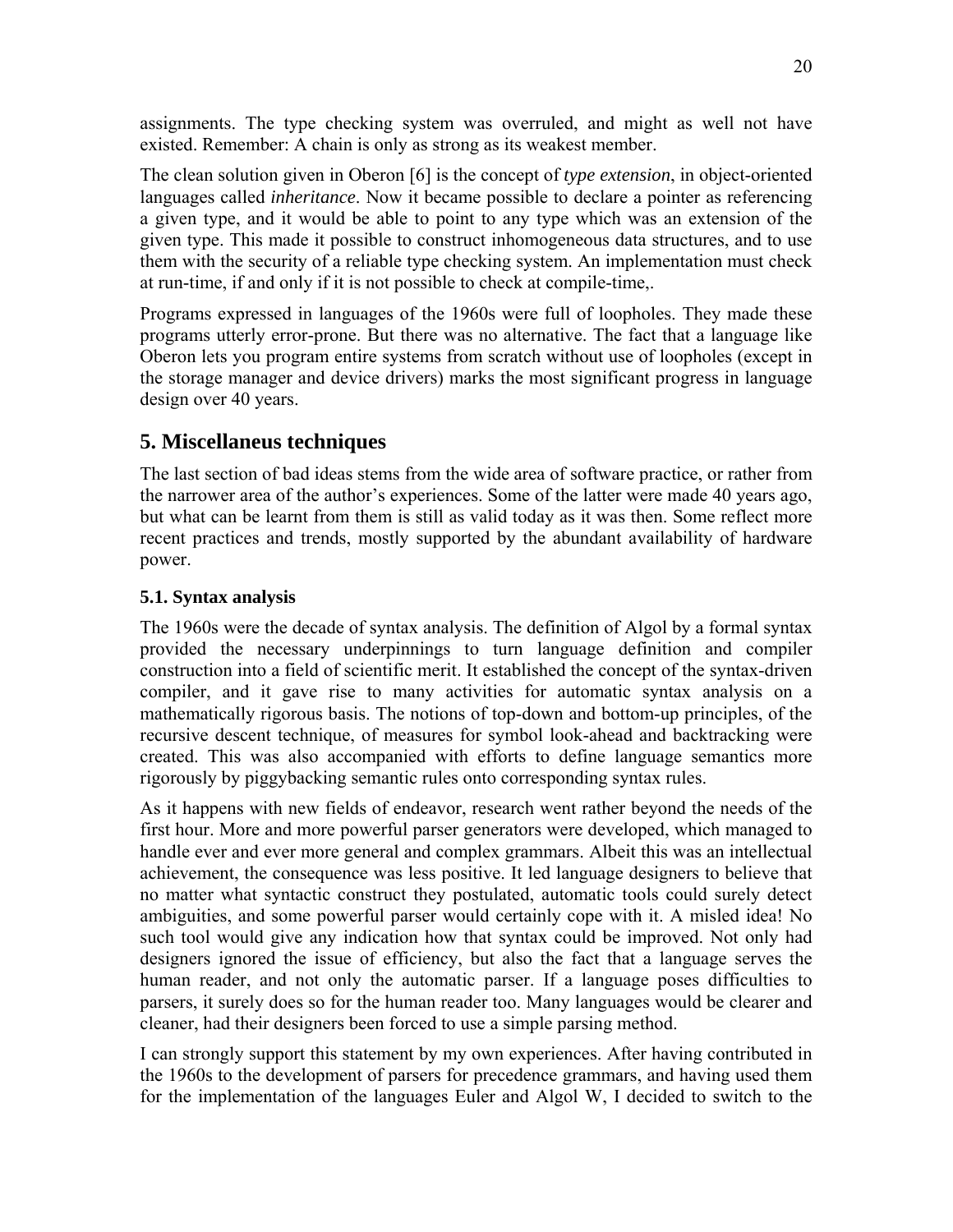assignments. The type checking system was overruled, and might as well not have existed. Remember: A chain is only as strong as its weakest member.

The clean solution given in Oberon [6] is the concept of *type extension*, in object-oriented languages called *inheritance*. Now it became possible to declare a pointer as referencing a given type, and it would be able to point to any type which was an extension of the given type. This made it possible to construct inhomogeneous data structures, and to use them with the security of a reliable type checking system. An implementation must check at run-time, if and only if it is not possible to check at compile-time,.

Programs expressed in languages of the 1960s were full of loopholes. They made these programs utterly error-prone. But there was no alternative. The fact that a language like Oberon lets you program entire systems from scratch without use of loopholes (except in the storage manager and device drivers) marks the most significant progress in language design over 40 years.

## 5. Miscellaneus techniques

The last section of bad ideas stems from the wide area of software practice, or rather from the narrower area of the author's experiences. Some of the latter were made 40 years ago, but what can be learnt from them is still as valid today as it was then. Some reflect more recent practices and trends, mostly supported by the abundant availability of hardware power.

### 5.1. Syntax analysis

The 1960s were the decade of syntax analysis. The definition of Algol by a formal syntax provided the necessary underpinnings to turn language definition and compiler construction into a field of scientific merit. It established the concept of the syntax-driven compiler, and it gave rise to many activities for automatic syntax analysis on a mathematically rigorous basis. The notions of top-down and bottom-up principles, of the recursive descent technique, of measures for symbol look-ahead and backtracking were created. This was also accompanied with efforts to define language semantics more rigorously by piggybacking semantic rules onto corresponding syntax rules.

As it happens with new fields of endeavor, research went rather beyond the needs of the first hour. More and more powerful parser generators were developed, which managed to handle ever and ever more general and complex grammars. Albeit this was an intellectual achievement, the consequence was less positive. It led language designers to believe that no matter what syntactic construct they postulated, automatic tools could surely detect ambiguities, and some powerful parser would certainly cope with it. A misled idea! No such tool would give any indication how that syntax could be improved. Not only had designers ignored the issue of efficiency, but also the fact that a language serves the human reader, and not only the automatic parser. If a language poses difficulties to parsers, it surely does so for the human reader too. Many languages would be clearer and cleaner, had their designers been forced to use a simple parsing method.

I can strongly support this statement by my own experiences. After having contributed in the 1960s to the development of parsers for precedence grammars, and having used them for the implementation of the languages Euler and Algol W, I decided to switch to the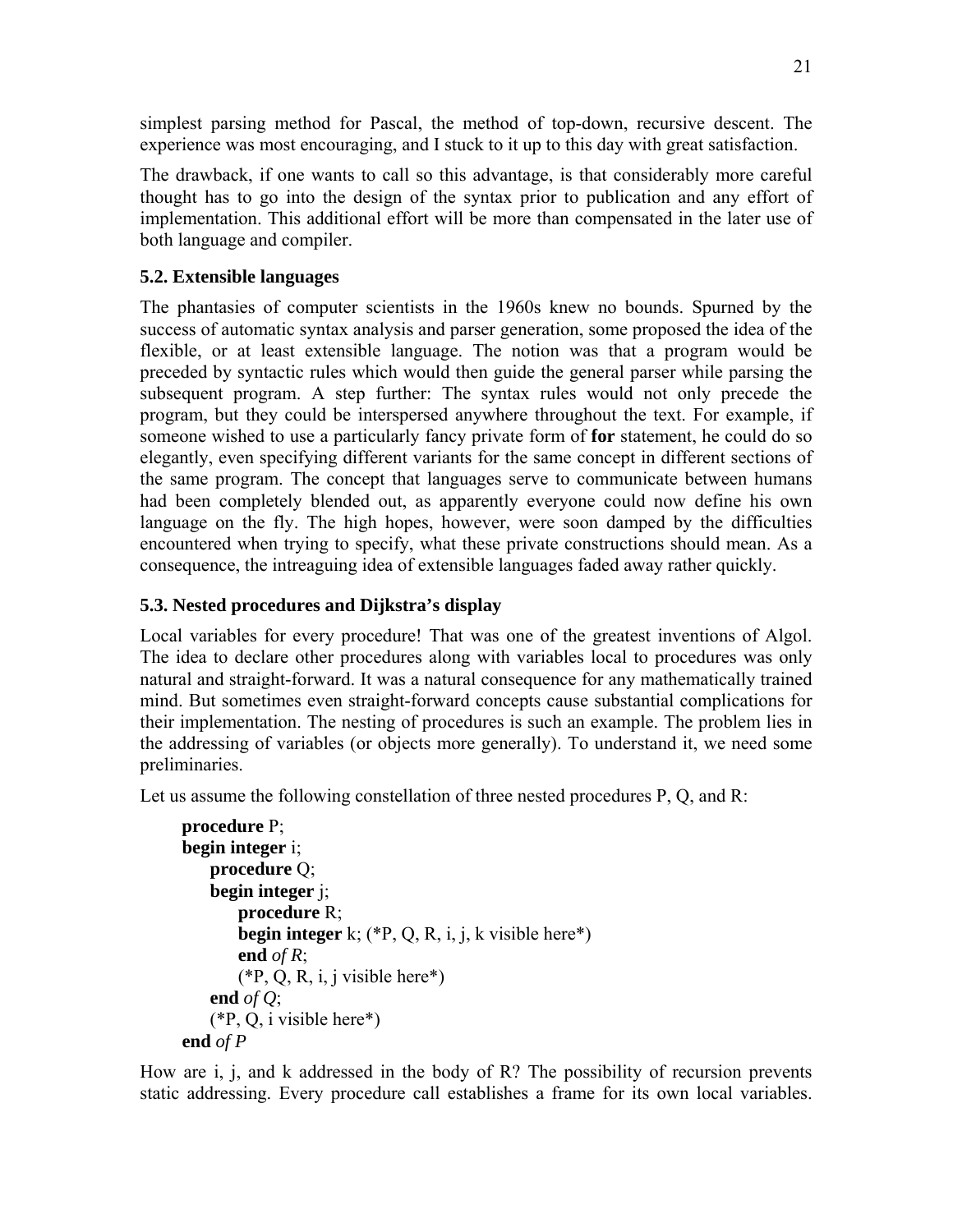simplest parsing method for Pascal, the method of top-down, recursive descent. The experience was most encouraging, and I stuck to it up to this day with great satisfaction.

The drawback, if one wants to call so this advantage, is that considerably more careful thought has to go into the design of the syntax prior to publication and any effort of implementation. This additional effort will be more than compensated in the later use of both language and compiler.

### 5.2. Extensible languages

The phantasies of computer scientists in the 1960s knew no bounds. Spurned by the success of automatic syntax analysis and parser generation, some proposed the idea of the flexible, or at least extensible language. The notion was that a program would be preceded by syntactic rules which would then guide the general parser while parsing the subsequent program. A step further: The syntax rules would not only precede the program, but they could be interspersed anywhere throughout the text. For example, if someone wished to use a particularly fancy private form of **for** statement, he could do so elegantly, even specifying different variants for the same concept in different sections of the same program. The concept that languages serve to communicate between humans had been completely blended out, as apparently everyone could now define his own language on the fly. The high hopes, however, were soon damped by the difficulties encountered when trying to specify, what these private constructions should mean. As a consequence, the intreaguing idea of extensible languages faded away rather quickly.

### 5.3. Nested procedures and Dijkstra's display

Local variables for every procedure! That was one of the greatest inventions of Algol. The idea to declare other procedures along with variables local to procedures was only natural and straight-forward. It was a natural consequence for any mathematically trained mind. But sometimes even straight-forward concepts cause substantial complications for their implementation. The nesting of procedures is such an example. The problem lies in the addressing of variables (or objects more generally). To understand it, we need some preliminaries.

Let us assume the following constellation of three nested procedures P, Q, and R:

```
procedure P;
begin integer i;
    procedure Q;
    begin integer j;
        procedure R;
        begin integer k; (*P, Q, R, i, j, k visible here*)
        end of R;
        (*P, Q, R, i, j visible here*)
    end of Q;
    (*P, Q, i visible here*)
end of P
```

How are i, j, and k addressed in the body of R? The possibility of recursion prevents static addressing. Every procedure call establishes a frame for its own local variables.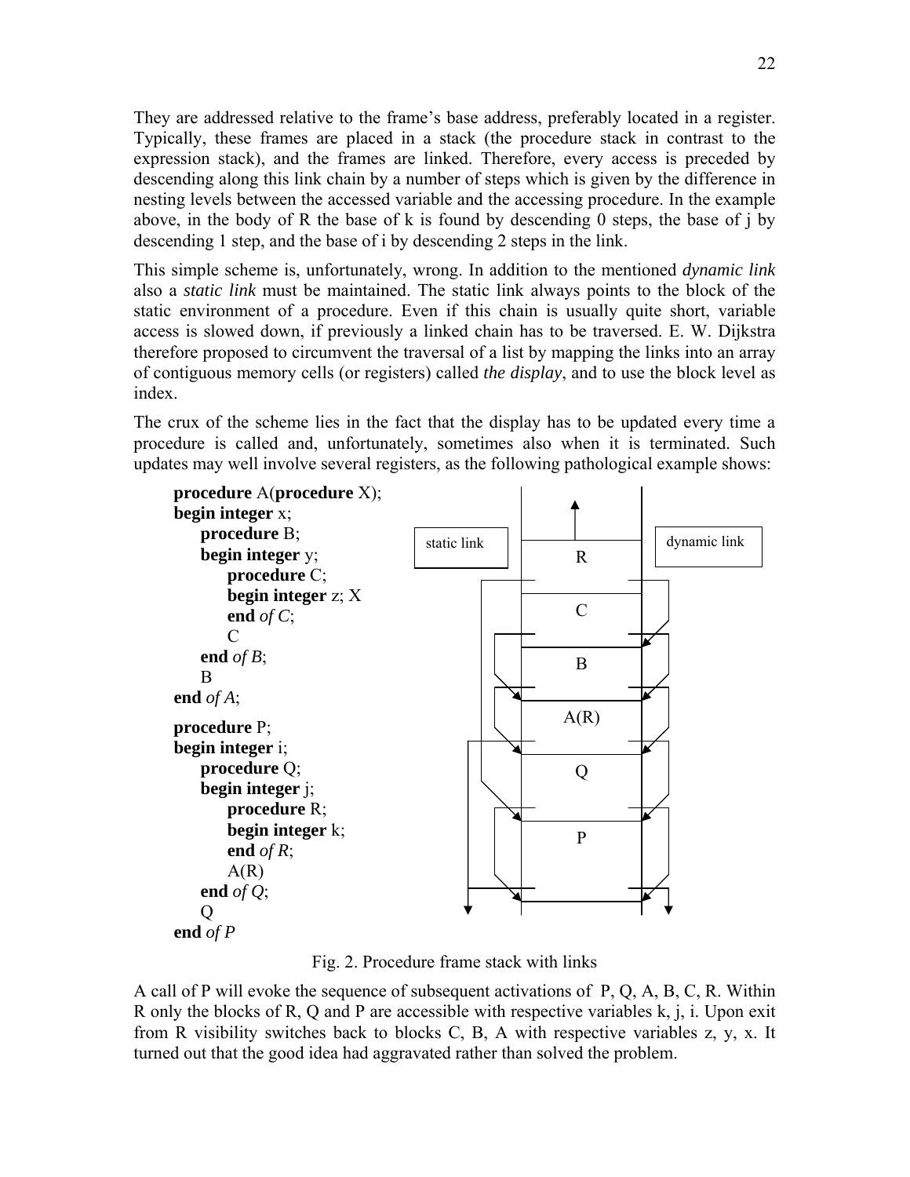They are addressed relative to the frame's base address, preferably located in a register. Typically, these frames are placed in a stack (the procedure stack in contrast to the expression stack), and the frames are linked. Therefore, every access is preceded by descending along this link chain by a number of steps which is given by the difference in nesting levels between the accessed variable and the accessing procedure. In the example above, in the body of R the base of k is found by descending 0 steps, the base of j by descending 1 step, and the base of i by descending 2 steps in the link.

This simple scheme is, unfortunately, wrong. In addition to the mentioned *dynamic link* also a *static link* must be maintained. The static link always points to the block of the static environment of a procedure. Even if this chain is usually quite short, variable access is slowed down, if previously a linked chain has to be traversed. E. W. Dijkstra therefore proposed to circumvent the traversal of a list by mapping the links into an array of contiguous memory cells (or registers) called *the display*, and to use the block level as index.

The crux of the scheme lies in the fact that the display has to be updated every time a procedure is called and, unfortunately, sometimes also when it is terminated. Such updates may well involve several registers, as the following pathological example shows:

```
procedure A(procedure X);
begin integer x;
    procedure B;
    begin integer y;
        procedure C;
        begin integer z; X
        end of C;
        C
    end of B;
    B
end of A;
procedure P;
begin integer i;
    procedure Q;
    begin integer j;
        procedure R;
        begin integer k;
        end of R;
        A(R)
    end of Q;
    Q
end of P
```

| static link | (stack, top) | dynamic link |
|---|---|---|
| | R | |
| | C | |
| | B | |
| | A(R) | |
| | Q | |
| | P | |

Fig. 2. Procedure frame stack with links

A call of P will evoke the sequence of subsequent activations of P, Q, A, B, C, R. Within R only the blocks of R, Q and P are accessible with respective variables k, j, i. Upon exit from R visibility switches back to blocks C, B, A with respective variables z, y, x. It turned out that the good idea had aggravated rather than solved the problem.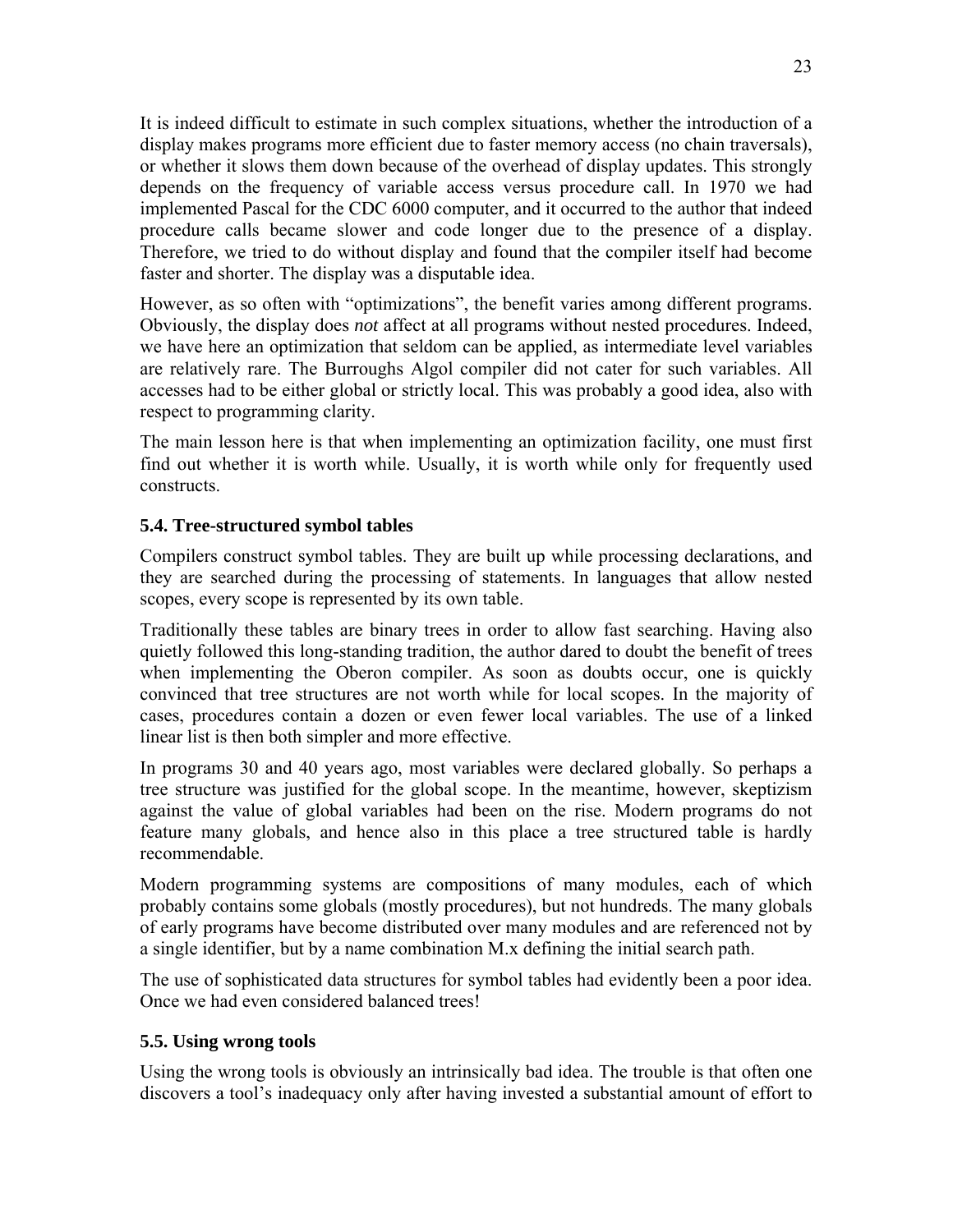It is indeed difficult to estimate in such complex situations, whether the introduction of a display makes programs more efficient due to faster memory access (no chain traversals), or whether it slows them down because of the overhead of display updates. This strongly depends on the frequency of variable access versus procedure call. In 1970 we had implemented Pascal for the CDC 6000 computer, and it occurred to the author that indeed procedure calls became slower and code longer due to the presence of a display. Therefore, we tried to do without display and found that the compiler itself had become faster and shorter. The display was a disputable idea.

However, as so often with "optimizations", the benefit varies among different programs. Obviously, the display does *not* affect at all programs without nested procedures. Indeed, we have here an optimization that seldom can be applied, as intermediate level variables are relatively rare. The Burroughs Algol compiler did not cater for such variables. All accesses had to be either global or strictly local. This was probably a good idea, also with respect to programming clarity.

The main lesson here is that when implementing an optimization facility, one must first find out whether it is worth while. Usually, it is worth while only for frequently used constructs.

### 5.4. Tree-structured symbol tables

Compilers construct symbol tables. They are built up while processing declarations, and they are searched during the processing of statements. In languages that allow nested scopes, every scope is represented by its own table.

Traditionally these tables are binary trees in order to allow fast searching. Having also quietly followed this long-standing tradition, the author dared to doubt the benefit of trees when implementing the Oberon compiler. As soon as doubts occur, one is quickly convinced that tree structures are not worth while for local scopes. In the majority of cases, procedures contain a dozen or even fewer local variables. The use of a linked linear list is then both simpler and more effective.

In programs 30 and 40 years ago, most variables were declared globally. So perhaps a tree structure was justified for the global scope. In the meantime, however, skeptizism against the value of global variables had been on the rise. Modern programs do not feature many globals, and hence also in this place a tree structured table is hardly recommendable.

Modern programming systems are compositions of many modules, each of which probably contains some globals (mostly procedures), but not hundreds. The many globals of early programs have become distributed over many modules and are referenced not by a single identifier, but by a name combination M.x defining the initial search path.

The use of sophisticated data structures for symbol tables had evidently been a poor idea. Once we had even considered balanced trees!

### 5.5. Using wrong tools

Using the wrong tools is obviously an intrinsically bad idea. The trouble is that often one discovers a tool's inadequacy only after having invested a substantial amount of effort to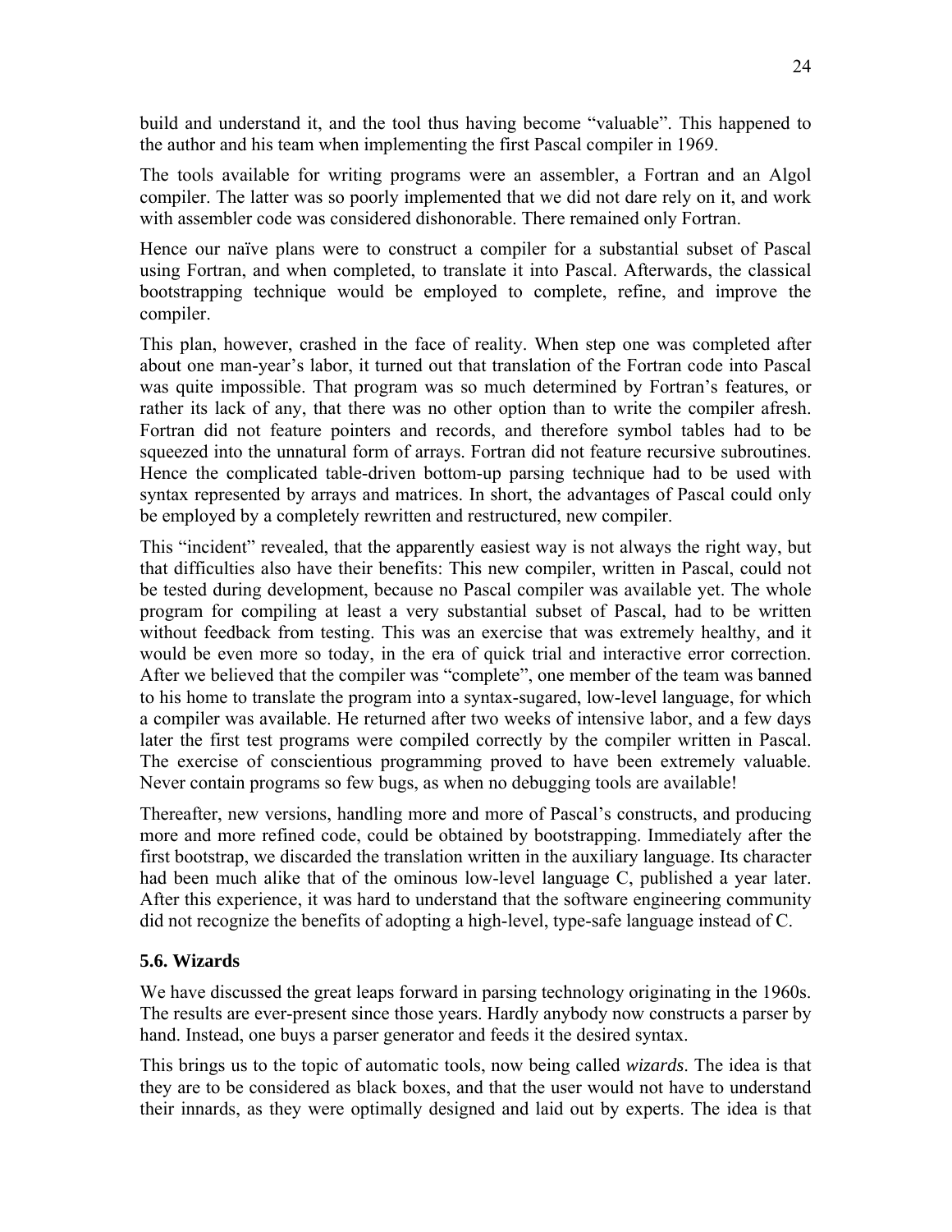build and understand it, and the tool thus having become "valuable". This happened to the author and his team when implementing the first Pascal compiler in 1969.

The tools available for writing programs were an assembler, a Fortran and an Algol compiler. The latter was so poorly implemented that we did not dare rely on it, and work with assembler code was considered dishonorable. There remained only Fortran.

Hence our naïve plans were to construct a compiler for a substantial subset of Pascal using Fortran, and when completed, to translate it into Pascal. Afterwards, the classical bootstrapping technique would be employed to complete, refine, and improve the compiler.

This plan, however, crashed in the face of reality. When step one was completed after about one man-year's labor, it turned out that translation of the Fortran code into Pascal was quite impossible. That program was so much determined by Fortran's features, or rather its lack of any, that there was no other option than to write the compiler afresh. Fortran did not feature pointers and records, and therefore symbol tables had to be squeezed into the unnatural form of arrays. Fortran did not feature recursive subroutines. Hence the complicated table-driven bottom-up parsing technique had to be used with syntax represented by arrays and matrices. In short, the advantages of Pascal could only be employed by a completely rewritten and restructured, new compiler.

This "incident" revealed, that the apparently easiest way is not always the right way, but that difficulties also have their benefits: This new compiler, written in Pascal, could not be tested during development, because no Pascal compiler was available yet. The whole program for compiling at least a very substantial subset of Pascal, had to be written without feedback from testing. This was an exercise that was extremely healthy, and it would be even more so today, in the era of quick trial and interactive error correction. After we believed that the compiler was "complete", one member of the team was banned to his home to translate the program into a syntax-sugared, low-level language, for which a compiler was available. He returned after two weeks of intensive labor, and a few days later the first test programs were compiled correctly by the compiler written in Pascal. The exercise of conscientious programming proved to have been extremely valuable. Never contain programs so few bugs, as when no debugging tools are available!

Thereafter, new versions, handling more and more of Pascal's constructs, and producing more and more refined code, could be obtained by bootstrapping. Immediately after the first bootstrap, we discarded the translation written in the auxiliary language. Its character had been much alike that of the ominous low-level language C, published a year later. After this experience, it was hard to understand that the software engineering community did not recognize the benefits of adopting a high-level, type-safe language instead of C.

### 5.6. Wizards

We have discussed the great leaps forward in parsing technology originating in the 1960s. The results are ever-present since those years. Hardly anybody now constructs a parser by hand. Instead, one buys a parser generator and feeds it the desired syntax.

This brings us to the topic of automatic tools, now being called *wizards*. The idea is that they are to be considered as black boxes, and that the user would not have to understand their innards, as they were optimally designed and laid out by experts. The idea is that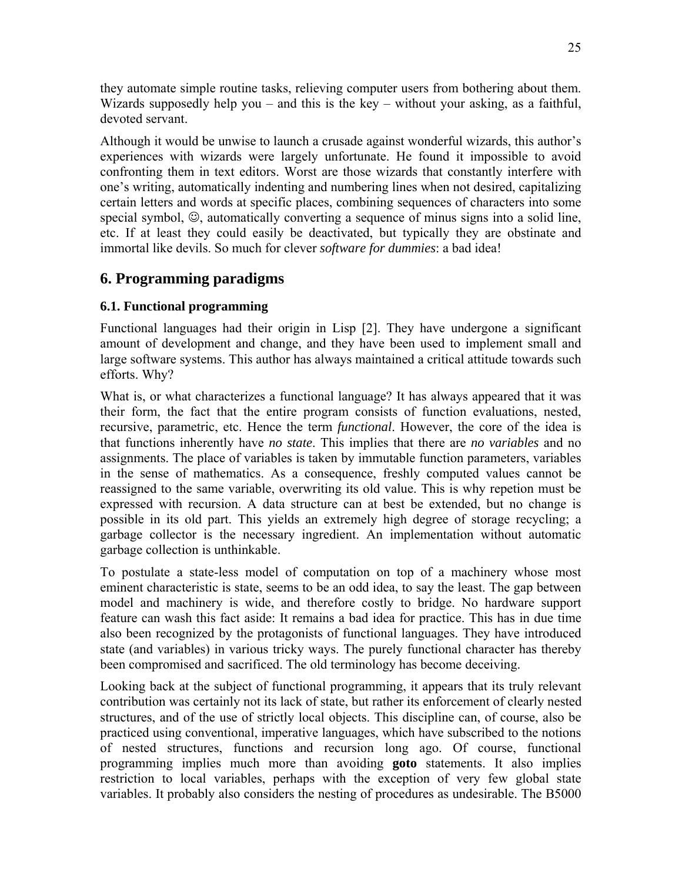they automate simple routine tasks, relieving computer users from bothering about them. Wizards supposedly help you – and this is the key – without your asking, as a faithful, devoted servant.

Although it would be unwise to launch a crusade against wonderful wizards, this author's experiences with wizards were largely unfortunate. He found it impossible to avoid confronting them in text editors. Worst are those wizards that constantly interfere with one's writing, automatically indenting and numbering lines when not desired, capitalizing certain letters and words at specific places, combining sequences of characters into some special symbol, ☺, automatically converting a sequence of minus signs into a solid line, etc. If at least they could easily be deactivated, but typically they are obstinate and immortal like devils. So much for clever *software for dummies*: a bad idea!

## 6. Programming paradigms

### 6.1. Functional programming

Functional languages had their origin in Lisp [2]. They have undergone a significant amount of development and change, and they have been used to implement small and large software systems. This author has always maintained a critical attitude towards such efforts. Why?

What is, or what characterizes a functional language? It has always appeared that it was their form, the fact that the entire program consists of function evaluations, nested, recursive, parametric, etc. Hence the term *functional*. However, the core of the idea is that functions inherently have *no state*. This implies that there are *no variables* and no assignments. The place of variables is taken by immutable function parameters, variables in the sense of mathematics. As a consequence, freshly computed values cannot be reassigned to the same variable, overwriting its old value. This is why repetion must be expressed with recursion. A data structure can at best be extended, but no change is possible in its old part. This yields an extremely high degree of storage recycling; a garbage collector is the necessary ingredient. An implementation without automatic garbage collection is unthinkable.

To postulate a state-less model of computation on top of a machinery whose most eminent characteristic is state, seems to be an odd idea, to say the least. The gap between model and machinery is wide, and therefore costly to bridge. No hardware support feature can wash this fact aside: It remains a bad idea for practice. This has in due time also been recognized by the protagonists of functional languages. They have introduced state (and variables) in various tricky ways. The purely functional character has thereby been compromised and sacrificed. The old terminology has become deceiving.

Looking back at the subject of functional programming, it appears that its truly relevant contribution was certainly not its lack of state, but rather its enforcement of clearly nested structures, and of the use of strictly local objects. This discipline can, of course, also be practiced using conventional, imperative languages, which have subscribed to the notions of nested structures, functions and recursion long ago. Of course, functional programming implies much more than avoiding **goto** statements. It also implies restriction to local variables, perhaps with the exception of very few global state variables. It probably also considers the nesting of procedures as undesirable. The B5000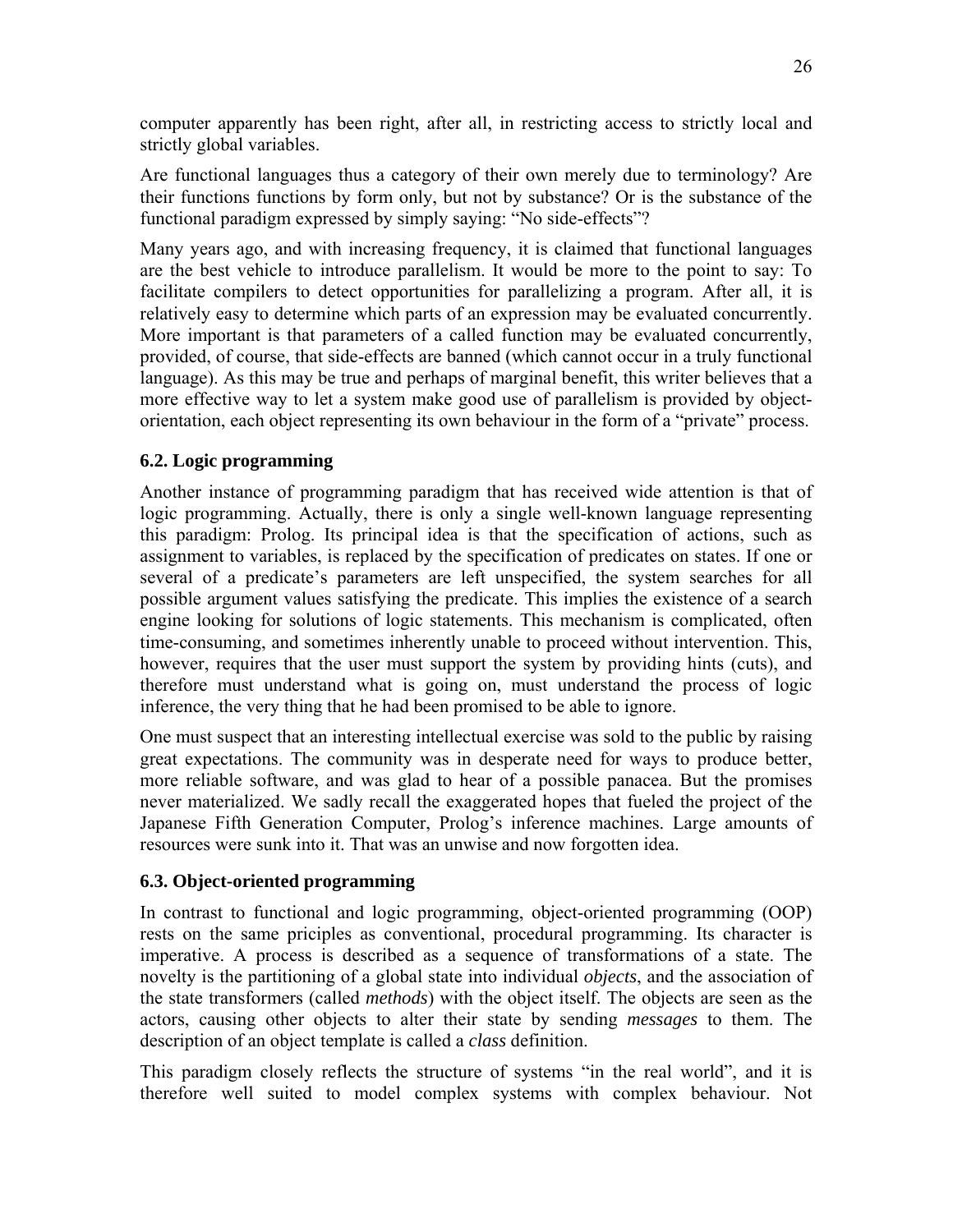computer apparently has been right, after all, in restricting access to strictly local and strictly global variables.

Are functional languages thus a category of their own merely due to terminology? Are their functions functions by form only, but not by substance? Or is the substance of the functional paradigm expressed by simply saying: "No side-effects"?

Many years ago, and with increasing frequency, it is claimed that functional languages are the best vehicle to introduce parallelism. It would be more to the point to say: To facilitate compilers to detect opportunities for parallelizing a program. After all, it is relatively easy to determine which parts of an expression may be evaluated concurrently. More important is that parameters of a called function may be evaluated concurrently, provided, of course, that side-effects are banned (which cannot occur in a truly functional language). As this may be true and perhaps of marginal benefit, this writer believes that a more effective way to let a system make good use of parallelism is provided by object-orientation, each object representing its own behaviour in the form of a "private" process.

### 6.2. Logic programming

Another instance of programming paradigm that has received wide attention is that of logic programming. Actually, there is only a single well-known language representing this paradigm: Prolog. Its principal idea is that the specification of actions, such as assignment to variables, is replaced by the specification of predicates on states. If one or several of a predicate's parameters are left unspecified, the system searches for all possible argument values satisfying the predicate. This implies the existence of a search engine looking for solutions of logic statements. This mechanism is complicated, often time-consuming, and sometimes inherently unable to proceed without intervention. This, however, requires that the user must support the system by providing hints (cuts), and therefore must understand what is going on, must understand the process of logic inference, the very thing that he had been promised to be able to ignore.

One must suspect that an interesting intellectual exercise was sold to the public by raising great expectations. The community was in desperate need for ways to produce better, more reliable software, and was glad to hear of a possible panacea. But the promises never materialized. We sadly recall the exaggerated hopes that fueled the project of the Japanese Fifth Generation Computer, Prolog's inference machines. Large amounts of resources were sunk into it. That was an unwise and now forgotten idea.

### 6.3. Object-oriented programming

In contrast to functional and logic programming, object-oriented programming (OOP) rests on the same priciples as conventional, procedural programming. Its character is imperative. A process is described as a sequence of transformations of a state. The novelty is the partitioning of a global state into individual *objects*, and the association of the state transformers (called *methods*) with the object itself. The objects are seen as the actors, causing other objects to alter their state by sending *messages* to them. The description of an object template is called a *class* definition.

This paradigm closely reflects the structure of systems "in the real world", and it is therefore well suited to model complex systems with complex behaviour. Not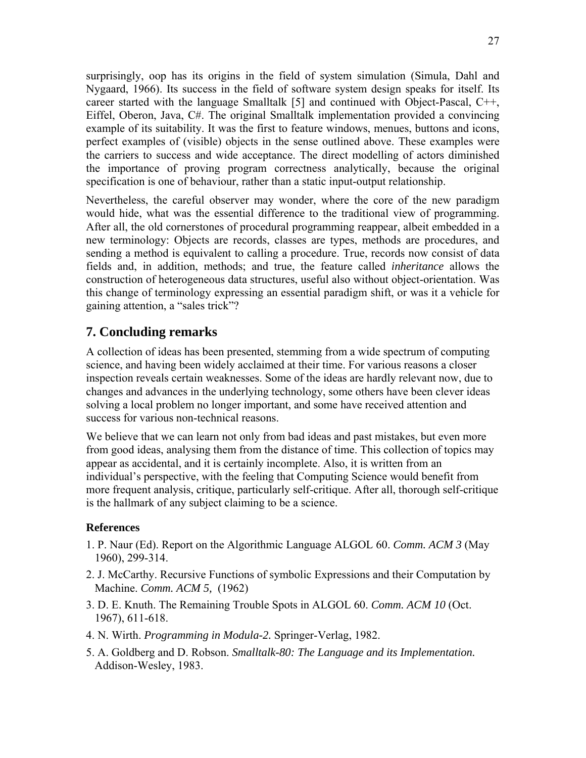surprisingly, oop has its origins in the field of system simulation (Simula, Dahl and Nygaard, 1966). Its success in the field of software system design speaks for itself. Its career started with the language Smalltalk [5] and continued with Object-Pascal, C++, Eiffel, Oberon, Java, C#. The original Smalltalk implementation provided a convincing example of its suitability. It was the first to feature windows, menues, buttons and icons, perfect examples of (visible) objects in the sense outlined above. These examples were the carriers to success and wide acceptance. The direct modelling of actors diminished the importance of proving program correctness analytically, because the original specification is one of behaviour, rather than a static input-output relationship.

Nevertheless, the careful observer may wonder, where the core of the new paradigm would hide, what was the essential difference to the traditional view of programming. After all, the old cornerstones of procedural programming reappear, albeit embedded in a new terminology: Objects are records, classes are types, methods are procedures, and sending a method is equivalent to calling a procedure. True, records now consist of data fields and, in addition, methods; and true, the feature called *inheritance* allows the construction of heterogeneous data structures, useful also without object-orientation. Was this change of terminology expressing an essential paradigm shift, or was it a vehicle for gaining attention, a "sales trick"?

## 7. Concluding remarks

A collection of ideas has been presented, stemming from a wide spectrum of computing science, and having been widely acclaimed at their time. For various reasons a closer inspection reveals certain weaknesses. Some of the ideas are hardly relevant now, due to changes and advances in the underlying technology, some others have been clever ideas solving a local problem no longer important, and some have received attention and success for various non-technical reasons.

We believe that we can learn not only from bad ideas and past mistakes, but even more from good ideas, analysing them from the distance of time. This collection of topics may appear as accidental, and it is certainly incomplete. Also, it is written from an individual's perspective, with the feeling that Computing Science would benefit from more frequent analysis, critique, particularly self-critique. After all, thorough self-critique is the hallmark of any subject claiming to be a science.

### References

1. P. Naur (Ed). Report on the Algorithmic Language ALGOL 60. *Comm. ACM 3* (May 1960), 299-314.
2. J. McCarthy. Recursive Functions of symbolic Expressions and their Computation by Machine. *Comm. ACM 5,* (1962)
3. D. E. Knuth. The Remaining Trouble Spots in ALGOL 60. *Comm. ACM 10* (Oct. 1967), 611-618.
4. N. Wirth. *Programming in Modula-2.* Springer-Verlag, 1982.
5. A. Goldberg and D. Robson. *Smalltalk-80: The Language and its Implementation.* Addison-Wesley, 1983.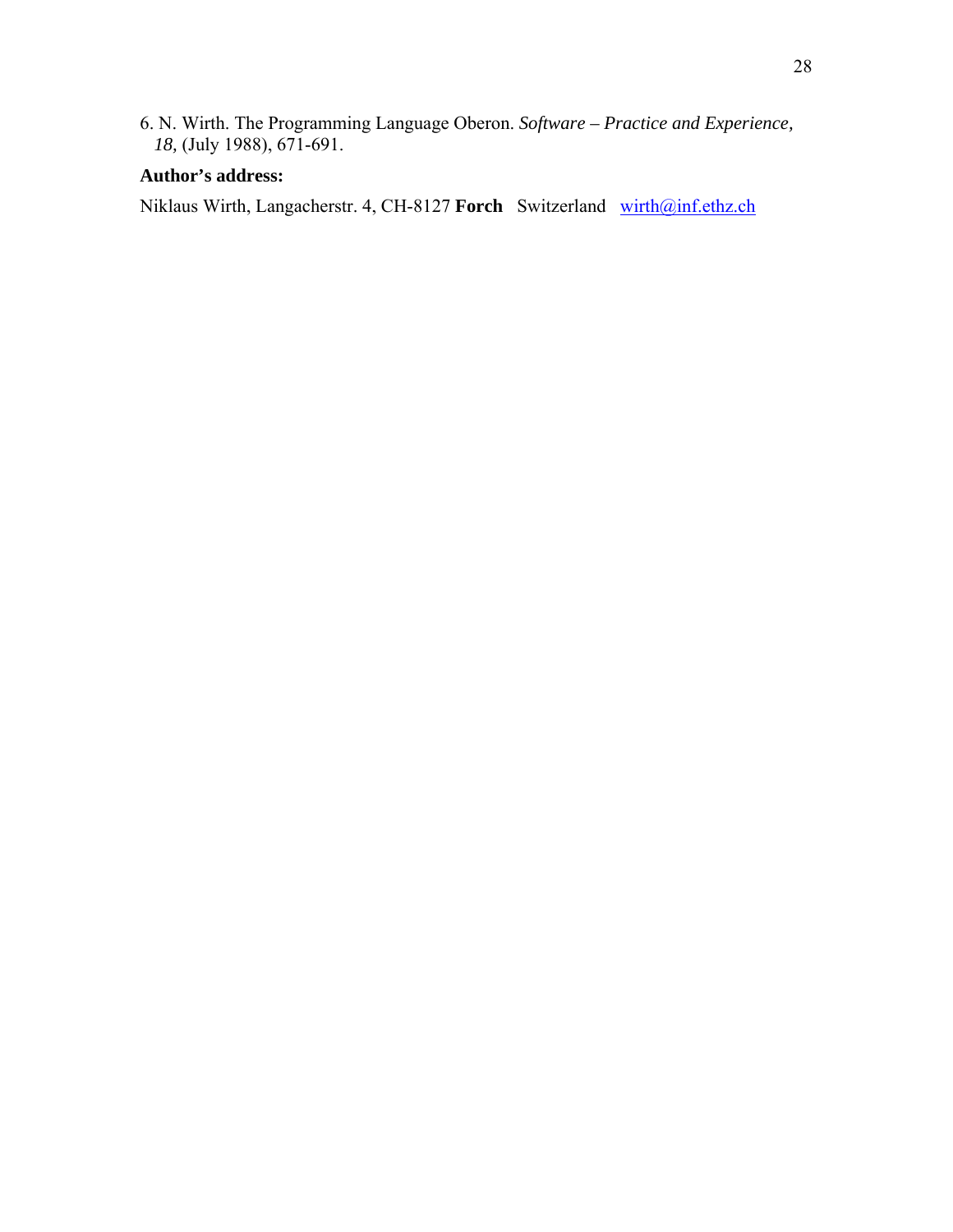6. N. Wirth. The Programming Language Oberon. *Software – Practice and Experience, 18,* (July 1988), 671-691.

**Author's address:**

Niklaus Wirth, Langacherstr. 4, CH-8127 **Forch** Switzerland wirth@inf.ethz.ch